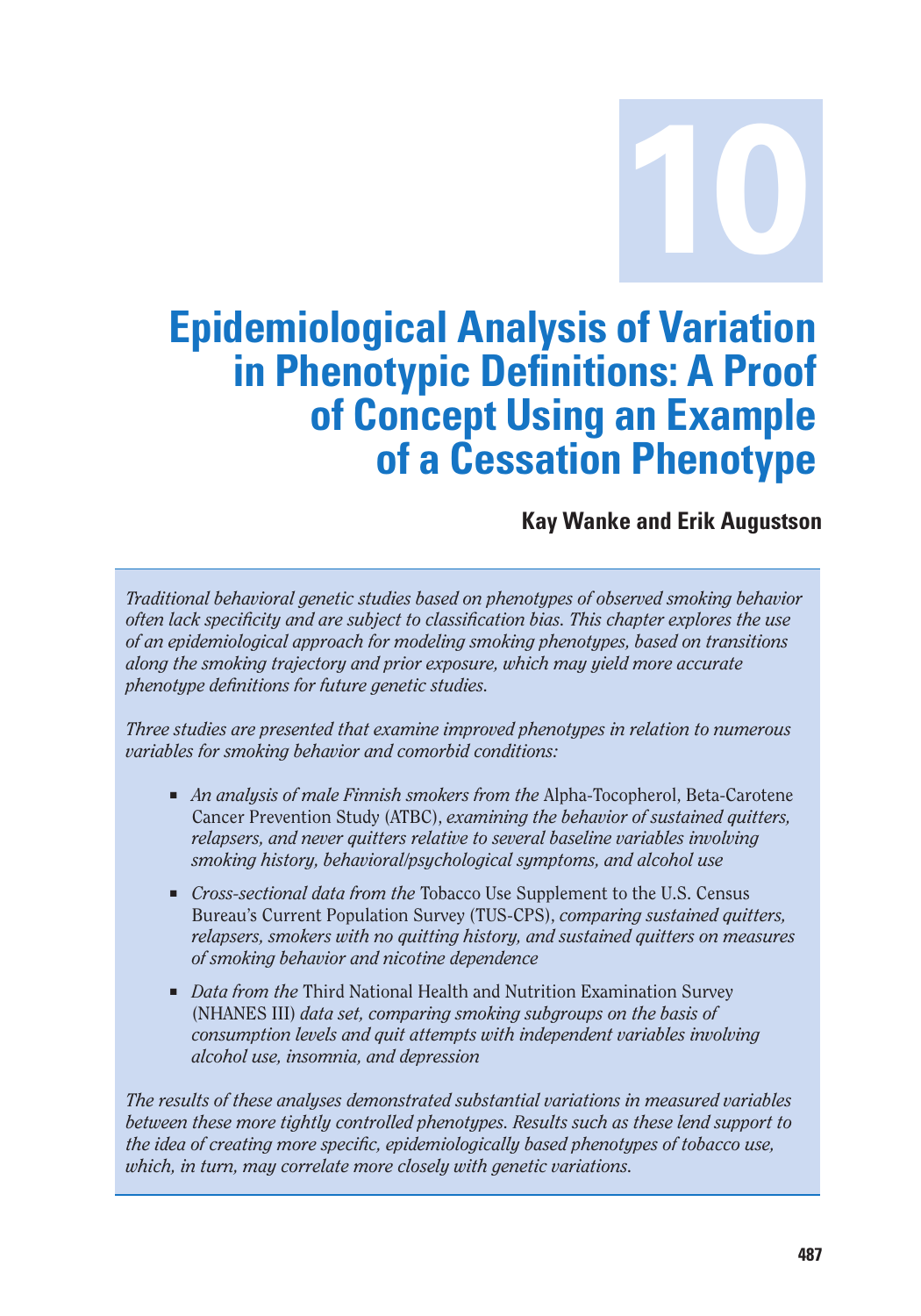# 10

# Epidemiological Analysis of Variation in Phenotypic Definitions: A Proof of Concept Using an Example of a Cessation Phenotype

**Kay Wanke and Erik Augustson**

*Traditional behavioral genetic studies based on phenotypes of observed smoking behavior often lack specificity and are subject to classification bias. This chapter explores the use of an epidemiological approach for modeling smoking phenotypes, based on transitions along the smoking trajectory and prior exposure, which may yield more accurate phenotype definitions for future genetic studies.*

*Three studies are presented that examine improved phenotypes in relation to numerous variables for smoking behavior and comorbid conditions:*

- *An analysis of male Finnish smokers from the* Alpha-Tocopherol, Beta-Carotene Cancer Prevention Study (ATBC), *examining the behavior of sustained quitters, relapsers, and never quitters relative to several baseline variables involving smoking history, behavioral/psychological symptoms, and alcohol use*
- *Cross-sectional data from the* Tobacco Use Supplement to the U.S. Census Bureau's Current Population Survey (TUS-CPS), *comparing sustained quitters, relapsers, smokers with no quitting history, and sustained quitters on measures of smoking behavior and nicotine dependence*
- *Data from the* Third National Health and Nutrition Examination Survey (NHANES III) *data set, comparing smoking subgroups on the basis of consumption levels and quit attempts with independent variables involving alcohol use, insomnia, and depression*

*The results of these analyses demonstrated substantial variations in measured variables between these more tightly controlled phenotypes. Results such as these lend support to the idea of creating more specific, epidemiologically based phenotypes of tobacco use, which, in turn, may correlate more closely with genetic variations.*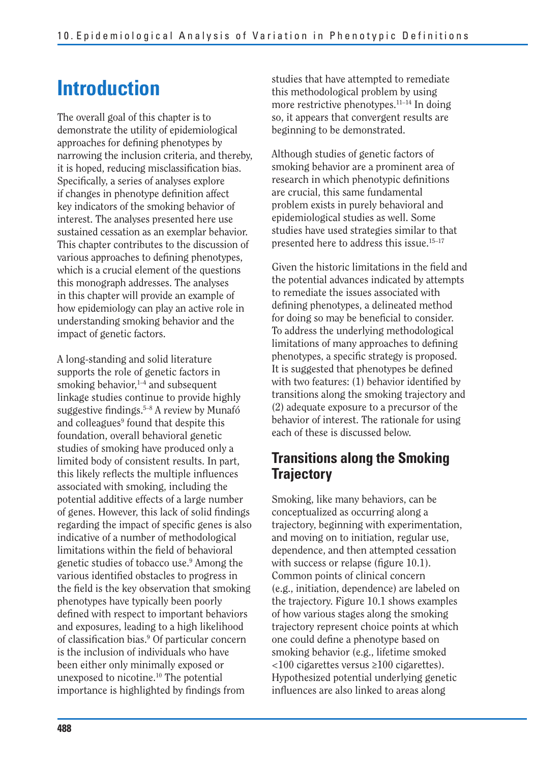# Introduction

The overall goal of this chapter is to demonstrate the utility of epidemiological approaches for defining phenotypes by narrowing the inclusion criteria, and thereby, it is hoped, reducing misclassification bias. Specifically, a series of analyses explore if changes in phenotype definition affect key indicators of the smoking behavior of interest. The analyses presented here use sustained cessation as an exemplar behavior. This chapter contributes to the discussion of various approaches to defining phenotypes, which is a crucial element of the questions this monograph addresses. The analyses in this chapter will provide an example of how epidemiology can play an active role in understanding smoking behavior and the impact of genetic factors.

A long-standing and solid literature supports the role of genetic factors in smoking behavior,[1–4] and subsequent linkage studies continue to provide highly suggestive findings.[5–8] A review by Munafó and colleagues[9] found that despite this foundation, overall behavioral genetic studies of smoking have produced only a limited body of consistent results. In part, this likely reflects the multiple influences associated with smoking, including the potential additive effects of a large number of genes. However, this lack of solid findings regarding the impact of specific genes is also indicative of a number of methodological limitations within the field of behavioral genetic studies of tobacco use.[9] Among the various identified obstacles to progress in the field is the key observation that smoking phenotypes have typically been poorly defined with respect to important behaviors and exposures, leading to a high likelihood of classification bias.[9] Of particular concern is the inclusion of individuals who have been either only minimally exposed or unexposed to nicotine.[10] The potential importance is highlighted by findings from studies that have attempted to remediate this methodological problem by using more restrictive phenotypes.[11–14] In doing so, it appears that convergent results are beginning to be demonstrated.

Although studies of genetic factors of smoking behavior are a prominent area of research in which phenotypic definitions are crucial, this same fundamental problem exists in purely behavioral and epidemiological studies as well. Some studies have used strategies similar to that presented here to address this issue.[15–17]

Given the historic limitations in the field and the potential advances indicated by attempts to remediate the issues associated with defining phenotypes, a delineated method for doing so may be beneficial to consider. To address the underlying methodological limitations of many approaches to defining phenotypes, a specific strategy is proposed. It is suggested that phenotypes be defined with two features: (1) behavior identified by transitions along the smoking trajectory and (2) adequate exposure to a precursor of the behavior of interest. The rationale for using each of these is discussed below.

## Transitions along the Smoking Trajectory

Smoking, like many behaviors, can be conceptualized as occurring along a trajectory, beginning with experimentation, and moving on to initiation, regular use, dependence, and then attempted cessation with success or relapse (figure 10.1). Common points of clinical concern (e.g., initiation, dependence) are labeled on the trajectory. Figure 10.1 shows examples of how various stages along the smoking trajectory represent choice points at which one could define a phenotype based on smoking behavior (e.g., lifetime smoked <100 cigarettes versus ≥100 cigarettes). Hypothesized potential underlying genetic influences are also linked to areas along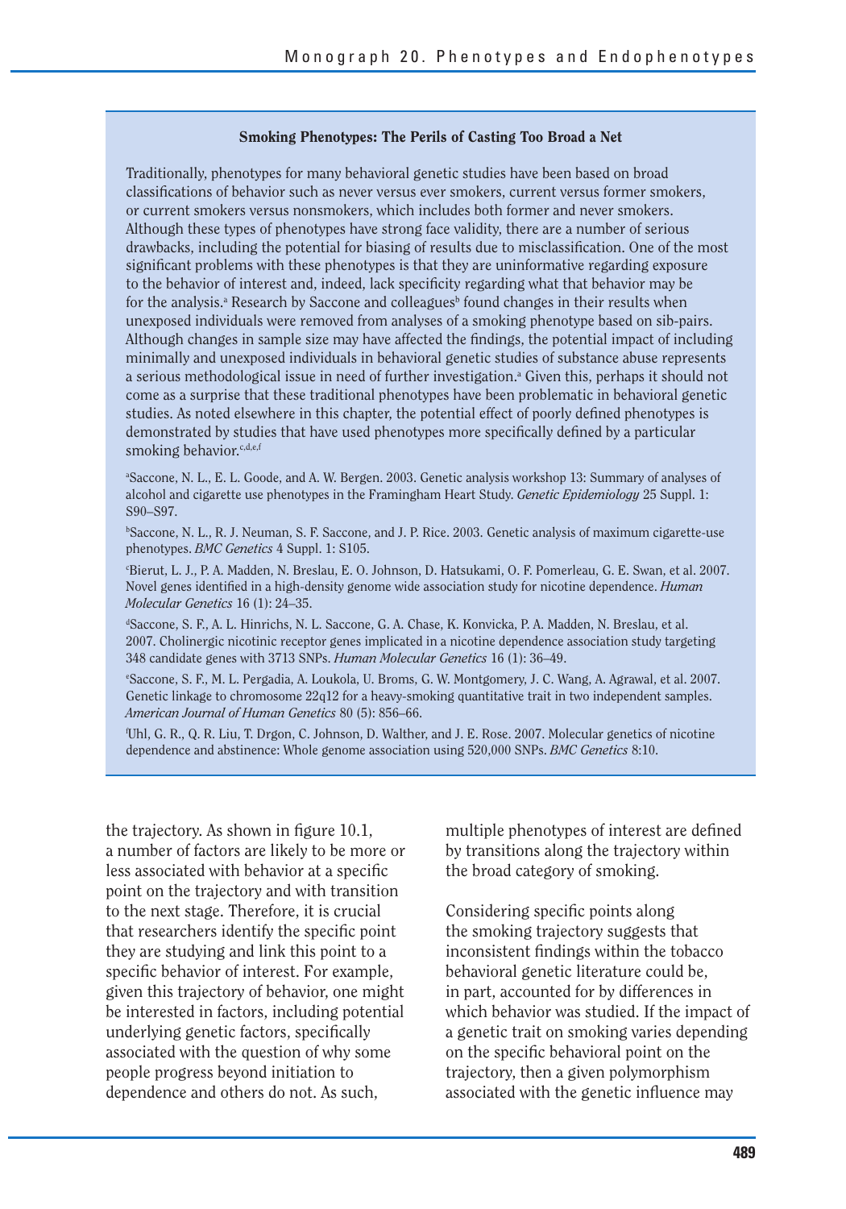### Smoking Phenotypes: The Perils of Casting Too Broad a Net

Traditionally, phenotypes for many behavioral genetic studies have been based on broad classifications of behavior such as never versus ever smokers, current versus former smokers, or current smokers versus nonsmokers, which includes both former and never smokers. Although these types of phenotypes have strong face validity, there are a number of serious drawbacks, including the potential for biasing of results due to misclassification. One of the most significant problems with these phenotypes is that they are uninformative regarding exposure to the behavior of interest and, indeed, lack specificity regarding what that behavior may be for the analysis.[a] Research by Saccone and colleagues[b] found changes in their results when unexposed individuals were removed from analyses of a smoking phenotype based on sib-pairs. Although changes in sample size may have affected the findings, the potential impact of including minimally and unexposed individuals in behavioral genetic studies of substance abuse represents a serious methodological issue in need of further investigation.[a] Given this, perhaps it should not come as a surprise that these traditional phenotypes have been problematic in behavioral genetic studies. As noted elsewhere in this chapter, the potential effect of poorly defined phenotypes is demonstrated by studies that have used phenotypes more specifically defined by a particular smoking behavior.[c,d,e,f]

[a]Saccone, N. L., E. L. Goode, and A. W. Bergen. 2003. Genetic analysis workshop 13: Summary of analyses of alcohol and cigarette use phenotypes in the Framingham Heart Study. *Genetic Epidemiology* 25 Suppl. 1: S90–S97.

[b]Saccone, N. L., R. J. Neuman, S. F. Saccone, and J. P. Rice. 2003. Genetic analysis of maximum cigarette-use phenotypes. *BMC Genetics* 4 Suppl. 1: S105.

[c]Bierut, L. J., P. A. Madden, N. Breslau, E. O. Johnson, D. Hatsukami, O. F. Pomerleau, G. E. Swan, et al. 2007. Novel genes identified in a high-density genome wide association study for nicotine dependence. *Human Molecular Genetics* 16 (1): 24–35.

[d]Saccone, S. F., A. L. Hinrichs, N. L. Saccone, G. A. Chase, K. Konvicka, P. A. Madden, N. Breslau, et al. 2007. Cholinergic nicotinic receptor genes implicated in a nicotine dependence association study targeting 348 candidate genes with 3713 SNPs. *Human Molecular Genetics* 16 (1): 36–49.

[e]Saccone, S. F., M. L. Pergadia, A. Loukola, U. Broms, G. W. Montgomery, J. C. Wang, A. Agrawal, et al. 2007. Genetic linkage to chromosome 22q12 for a heavy-smoking quantitative trait in two independent samples. *American Journal of Human Genetics* 80 (5): 856–66.

[f]Uhl, G. R., Q. R. Liu, T. Drgon, C. Johnson, D. Walther, and J. E. Rose. 2007. Molecular genetics of nicotine dependence and abstinence: Whole genome association using 520,000 SNPs. *BMC Genetics* 8:10.

the trajectory. As shown in figure 10.1, a number of factors are likely to be more or less associated with behavior at a specific point on the trajectory and with transition to the next stage. Therefore, it is crucial that researchers identify the specific point they are studying and link this point to a specific behavior of interest. For example, given this trajectory of behavior, one might be interested in factors, including potential underlying genetic factors, specifically associated with the question of why some people progress beyond initiation to dependence and others do not. As such, multiple phenotypes of interest are defined by transitions along the trajectory within the broad category of smoking.

Considering specific points along the smoking trajectory suggests that inconsistent findings within the tobacco behavioral genetic literature could be, in part, accounted for by differences in which behavior was studied. If the impact of a genetic trait on smoking varies depending on the specific behavioral point on the trajectory, then a given polymorphism associated with the genetic influence may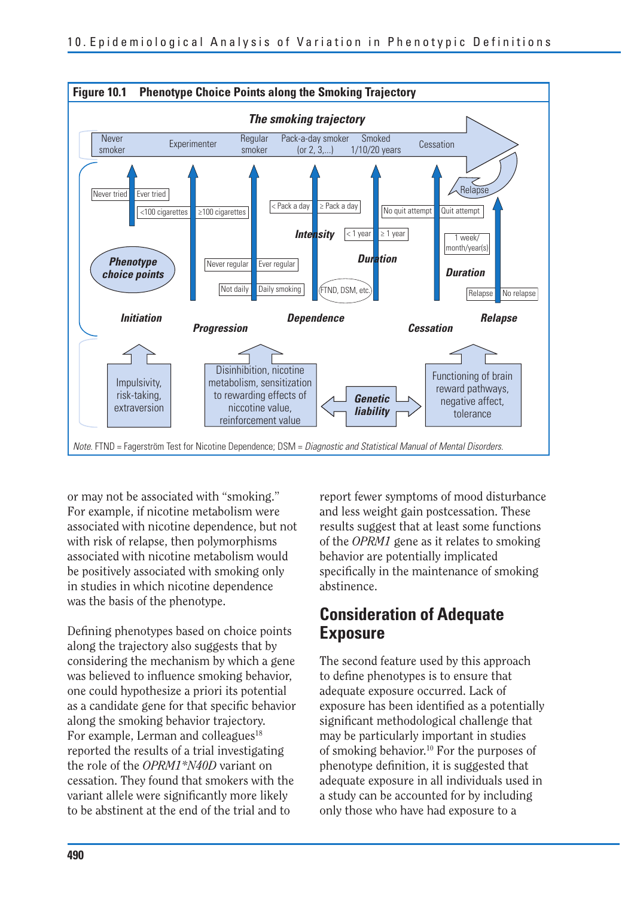**Figure 10.1 Phenotype Choice Points along the Smoking Trajectory**

*Note.* FTND = Fagerström Test for Nicotine Dependence; DSM = *Diagnostic and Statistical Manual of Mental Disorders.*

or may not be associated with "smoking." For example, if nicotine metabolism were associated with nicotine dependence, but not with risk of relapse, then polymorphisms associated with nicotine metabolism would be positively associated with smoking only in studies in which nicotine dependence was the basis of the phenotype.

Defining phenotypes based on choice points along the trajectory also suggests that by considering the mechanism by which a gene was believed to influence smoking behavior, one could hypothesize a priori its potential as a candidate gene for that specific behavior along the smoking behavior trajectory. For example, Lerman and colleagues[18] reported the results of a trial investigating the role of the *OPRM1\*N40D* variant on cessation. They found that smokers with the variant allele were significantly more likely to be abstinent at the end of the trial and to report fewer symptoms of mood disturbance and less weight gain postcessation. These results suggest that at least some functions of the *OPRM1* gene as it relates to smoking behavior are potentially implicated specifically in the maintenance of smoking abstinence.

## Consideration of Adequate Exposure

The second feature used by this approach to define phenotypes is to ensure that adequate exposure occurred. Lack of exposure has been identified as a potentially significant methodological challenge that may be particularly important in studies of smoking behavior.[10] For the purposes of phenotype definition, it is suggested that adequate exposure in all individuals used in a study can be accounted for by including only those who have had exposure to a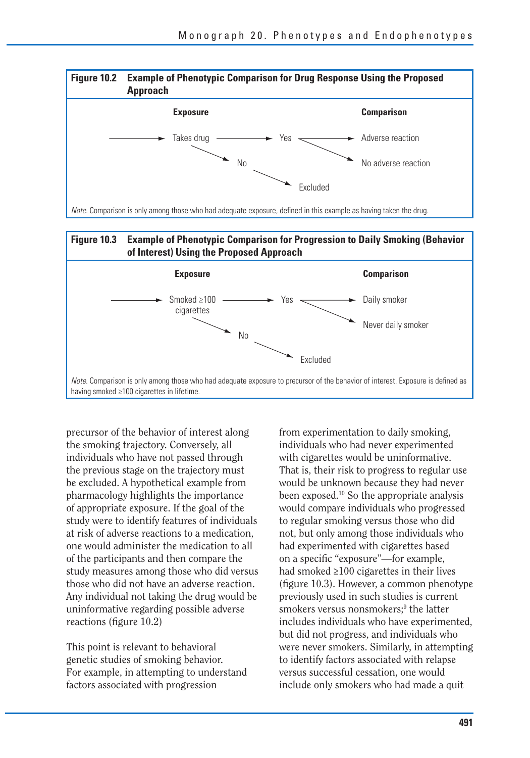**Figure 10.2 Example of Phenotypic Comparison for Drug Response Using the Proposed Approach**

| Exposure | | Comparison |
|---|---|---|
| → Takes drug → | Yes → | Adverse reaction |
| | Yes ↘ | No adverse reaction |
| Takes drug ↘ | No ↘ | Excluded |

*Note.* Comparison is only among those who had adequate exposure, defined in this example as having taken the drug.

**Figure 10.3 Example of Phenotypic Comparison for Progression to Daily Smoking (Behavior of Interest) Using the Proposed Approach**

| Exposure | | Comparison |
|---|---|---|
| → Smoked ≥100 cigarettes → | Yes → | Daily smoker |
| | Yes ↘ | Never daily smoker |
| Smoked ≥100 cigarettes ↘ | No ↘ | Excluded |

*Note.* Comparison is only among those who had adequate exposure to precursor of the behavior of interest. Exposure is defined as having smoked ≥100 cigarettes in lifetime.

precursor of the behavior of interest along the smoking trajectory. Conversely, all individuals who have not passed through the previous stage on the trajectory must be excluded. A hypothetical example from pharmacology highlights the importance of appropriate exposure. If the goal of the study were to identify features of individuals at risk of adverse reactions to a medication, one would administer the medication to all of the participants and then compare the study measures among those who did versus those who did not have an adverse reaction. Any individual not taking the drug would be uninformative regarding possible adverse reactions (figure 10.2)

This point is relevant to behavioral genetic studies of smoking behavior. For example, in attempting to understand factors associated with progression from experimentation to daily smoking, individuals who had never experimented with cigarettes would be uninformative. That is, their risk to progress to regular use would be unknown because they had never been exposed.[10] So the appropriate analysis would compare individuals who progressed to regular smoking versus those who did not, but only among those individuals who had experimented with cigarettes based on a specific "exposure"—for example, had smoked ≥100 cigarettes in their lives (figure 10.3). However, a common phenotype previously used in such studies is current smokers versus nonsmokers;[9] the latter includes individuals who have experimented, but did not progress, and individuals who were never smokers. Similarly, in attempting to identify factors associated with relapse versus successful cessation, one would include only smokers who had made a quit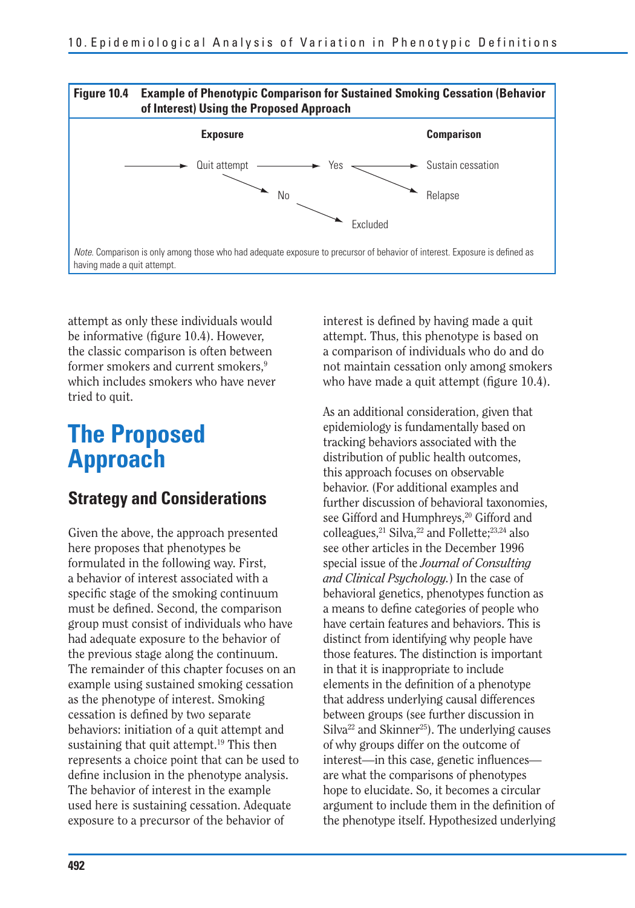**Figure 10.4 Example of Phenotypic Comparison for Sustained Smoking Cessation (Behavior of Interest) Using the Proposed Approach**

| Exposure | | Comparison |
|---|---|---|
| → Quit attempt | → Yes | → Sustain cessation |
| | | → Relapse |
| | → No | → Excluded |

*Note.* Comparison is only among those who had adequate exposure to precursor of behavior of interest. Exposure is defined as having made a quit attempt.

attempt as only these individuals would be informative (figure 10.4). However, the classic comparison is often between former smokers and current smokers,[9] which includes smokers who have never tried to quit.

# The Proposed Approach

## Strategy and Considerations

Given the above, the approach presented here proposes that phenotypes be formulated in the following way. First, a behavior of interest associated with a specific stage of the smoking continuum must be defined. Second, the comparison group must consist of individuals who have had adequate exposure to the behavior of the previous stage along the continuum. The remainder of this chapter focuses on an example using sustained smoking cessation as the phenotype of interest. Smoking cessation is defined by two separate behaviors: initiation of a quit attempt and sustaining that quit attempt.[19] This then represents a choice point that can be used to define inclusion in the phenotype analysis. The behavior of interest in the example used here is sustaining cessation. Adequate exposure to a precursor of the behavior of interest is defined by having made a quit attempt. Thus, this phenotype is based on a comparison of individuals who do and do not maintain cessation only among smokers who have made a quit attempt (figure 10.4).

As an additional consideration, given that epidemiology is fundamentally based on tracking behaviors associated with the distribution of public health outcomes, this approach focuses on observable behavior. (For additional examples and further discussion of behavioral taxonomies, see Gifford and Humphreys,[20] Gifford and colleagues,[21] Silva,[22] and Follette;[23,24] also see other articles in the December 1996 special issue of the *Journal of Consulting and Clinical Psychology*.) In the case of behavioral genetics, phenotypes function as a means to define categories of people who have certain features and behaviors. This is distinct from identifying why people have those features. The distinction is important in that it is inappropriate to include elements in the definition of a phenotype that address underlying causal differences between groups (see further discussion in Silva[22] and Skinner[25]). The underlying causes of why groups differ on the outcome of interest—in this case, genetic influences—are what the comparisons of phenotypes hope to elucidate. So, it becomes a circular argument to include them in the definition of the phenotype itself. Hypothesized underlying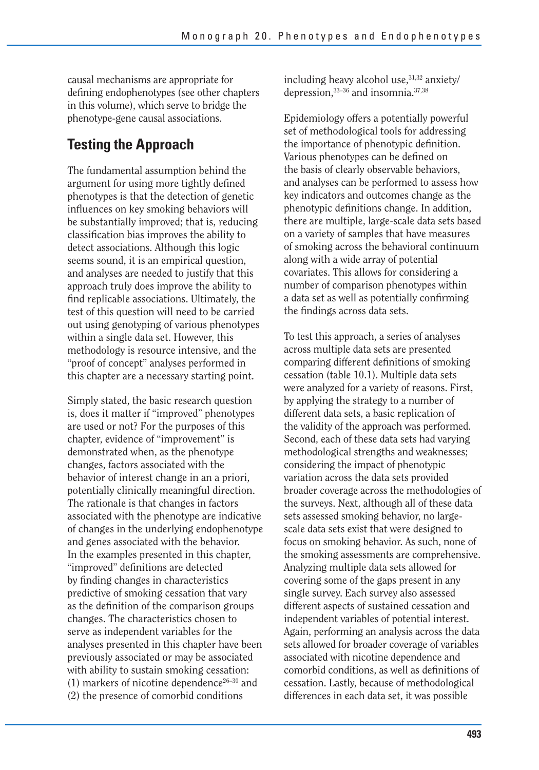causal mechanisms are appropriate for defining endophenotypes (see other chapters in this volume), which serve to bridge the phenotype-gene causal associations.

## Testing the Approach

The fundamental assumption behind the argument for using more tightly defined phenotypes is that the detection of genetic influences on key smoking behaviors will be substantially improved; that is, reducing classification bias improves the ability to detect associations. Although this logic seems sound, it is an empirical question, and analyses are needed to justify that this approach truly does improve the ability to find replicable associations. Ultimately, the test of this question will need to be carried out using genotyping of various phenotypes within a single data set. However, this methodology is resource intensive, and the "proof of concept" analyses performed in this chapter are a necessary starting point.

Simply stated, the basic research question is, does it matter if "improved" phenotypes are used or not? For the purposes of this chapter, evidence of "improvement" is demonstrated when, as the phenotype changes, factors associated with the behavior of interest change in an a priori, potentially clinically meaningful direction. The rationale is that changes in factors associated with the phenotype are indicative of changes in the underlying endophenotype and genes associated with the behavior. In the examples presented in this chapter, "improved" definitions are detected by finding changes in characteristics predictive of smoking cessation that vary as the definition of the comparison groups changes. The characteristics chosen to serve as independent variables for the analyses presented in this chapter have been previously associated or may be associated with ability to sustain smoking cessation: (1) markers of nicotine dependence[26–30] and (2) the presence of comorbid conditions including heavy alcohol use,[31,32] anxiety/depression,[33–36] and insomnia.[37,38]

Epidemiology offers a potentially powerful set of methodological tools for addressing the importance of phenotypic definition. Various phenotypes can be defined on the basis of clearly observable behaviors, and analyses can be performed to assess how key indicators and outcomes change as the phenotypic definitions change. In addition, there are multiple, large-scale data sets based on a variety of samples that have measures of smoking across the behavioral continuum along with a wide array of potential covariates. This allows for considering a number of comparison phenotypes within a data set as well as potentially confirming the findings across data sets.

To test this approach, a series of analyses across multiple data sets are presented comparing different definitions of smoking cessation (table 10.1). Multiple data sets were analyzed for a variety of reasons. First, by applying the strategy to a number of different data sets, a basic replication of the validity of the approach was performed. Second, each of these data sets had varying methodological strengths and weaknesses; considering the impact of phenotypic variation across the data sets provided broader coverage across the methodologies of the surveys. Next, although all of these data sets assessed smoking behavior, no large-scale data sets exist that were designed to focus on smoking behavior. As such, none of the smoking assessments are comprehensive. Analyzing multiple data sets allowed for covering some of the gaps present in any single survey. Each survey also assessed different aspects of sustained cessation and independent variables of potential interest. Again, performing an analysis across the data sets allowed for broader coverage of variables associated with nicotine dependence and comorbid conditions, as well as definitions of cessation. Lastly, because of methodological differences in each data set, it was possible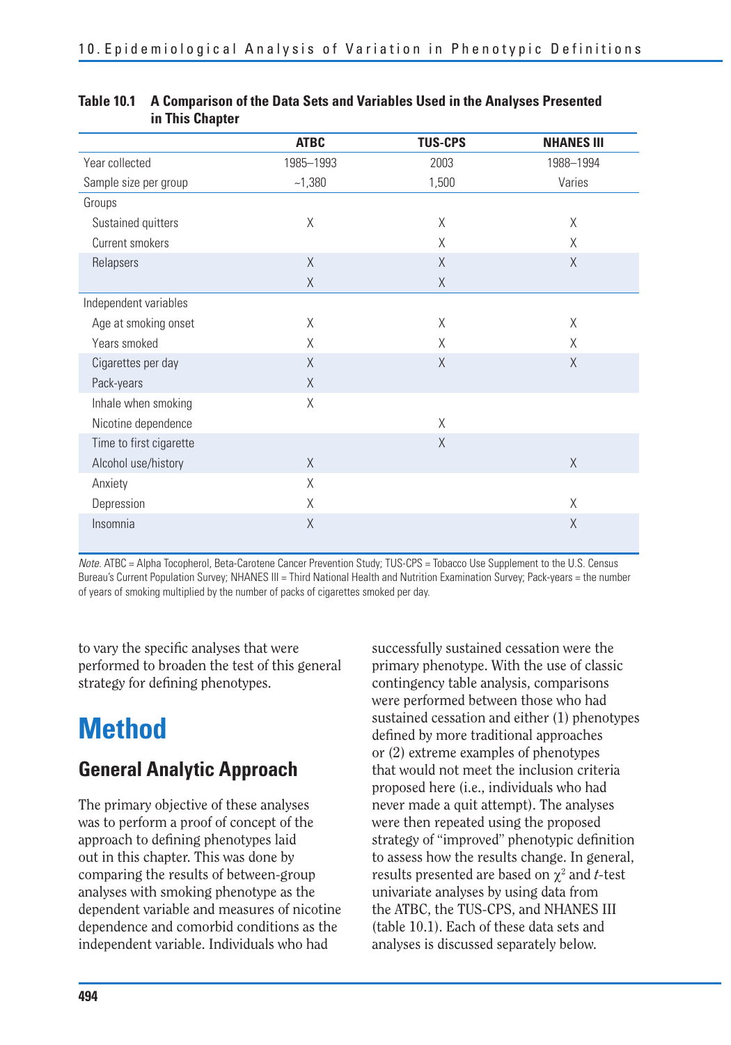**Table 10.1 A Comparison of the Data Sets and Variables Used in the Analyses Presented in This Chapter**

| | ATBC | TUS-CPS | NHANES III |
|---|---|---|---|
| Year collected | 1985–1993 | 2003 | 1988–1994 |
| Sample size per group | ~1,380 | 1,500 | Varies |
| Groups | | | |
| Sustained quitters | X | X | X |
| Current smokers | | X | X |
| Relapsers | X | X | X |
| | X | X | |
| Independent variables | | | |
| Age at smoking onset | X | X | X |
| Years smoked | X | X | X |
| Cigarettes per day | X | X | X |
| Pack-years | X | | |
| Inhale when smoking | X | | |
| Nicotine dependence | | X | |
| Time to first cigarette | | X | |
| Alcohol use/history | X | | X |
| Anxiety | X | | |
| Depression | X | | X |
| Insomnia | X | | X |

*Note.* ATBC = Alpha Tocopherol, Beta-Carotene Cancer Prevention Study; TUS-CPS = Tobacco Use Supplement to the U.S. Census Bureau's Current Population Survey; NHANES III = Third National Health and Nutrition Examination Survey; Pack-years = the number of years of smoking multiplied by the number of packs of cigarettes smoked per day.

to vary the specific analyses that were performed to broaden the test of this general strategy for defining phenotypes.

# Method

## General Analytic Approach

The primary objective of these analyses was to perform a proof of concept of the approach to defining phenotypes laid out in this chapter. This was done by comparing the results of between-group analyses with smoking phenotype as the dependent variable and measures of nicotine dependence and comorbid conditions as the independent variable. Individuals who had successfully sustained cessation were the primary phenotype. With the use of classic contingency table analysis, comparisons were performed between those who had sustained cessation and either (1) phenotypes defined by more traditional approaches or (2) extreme examples of phenotypes that would not meet the inclusion criteria proposed here (i.e., individuals who had never made a quit attempt). The analyses were then repeated using the proposed strategy of "improved" phenotypic definition to assess how the results change. In general, results presented are based on $\chi^2$ and $t$-test univariate analyses by using data from the ATBC, the TUS-CPS, and NHANES III (table 10.1). Each of these data sets and analyses is discussed separately below.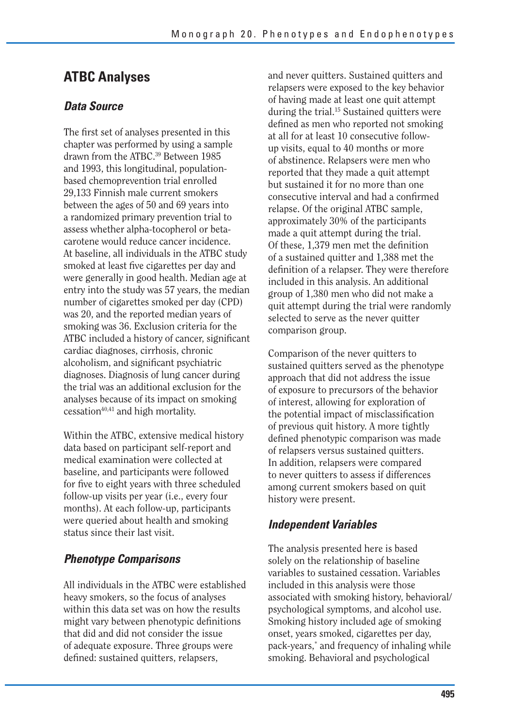## ATBC Analyses

### *Data Source*

The first set of analyses presented in this chapter was performed by using a sample drawn from the ATBC.[39] Between 1985 and 1993, this longitudinal, population-based chemoprevention trial enrolled 29,133 Finnish male current smokers between the ages of 50 and 69 years into a randomized primary prevention trial to assess whether alpha-tocopherol or beta-carotene would reduce cancer incidence. At baseline, all individuals in the ATBC study smoked at least five cigarettes per day and were generally in good health. Median age at entry into the study was 57 years, the median number of cigarettes smoked per day (CPD) was 20, and the reported median years of smoking was 36. Exclusion criteria for the ATBC included a history of cancer, significant cardiac diagnoses, cirrhosis, chronic alcoholism, and significant psychiatric diagnoses. Diagnosis of lung cancer during the trial was an additional exclusion for the analyses because of its impact on smoking cessation[40,41] and high mortality.

Within the ATBC, extensive medical history data based on participant self-report and medical examination were collected at baseline, and participants were followed for five to eight years with three scheduled follow-up visits per year (i.e., every four months). At each follow-up, participants were queried about health and smoking status since their last visit.

### *Phenotype Comparisons*

All individuals in the ATBC were established heavy smokers, so the focus of analyses within this data set was on how the results might vary between phenotypic definitions that did and did not consider the issue of adequate exposure. Three groups were defined: sustained quitters, relapsers, and never quitters. Sustained quitters and relapsers were exposed to the key behavior of having made at least one quit attempt during the trial.[15] Sustained quitters were defined as men who reported not smoking at all for at least 10 consecutive follow-up visits, equal to 40 months or more of abstinence. Relapsers were men who reported that they made a quit attempt but sustained it for no more than one consecutive interval and had a confirmed relapse. Of the original ATBC sample, approximately 30% of the participants made a quit attempt during the trial. Of these, 1,379 men met the definition of a sustained quitter and 1,388 met the definition of a relapser. They were therefore included in this analysis. An additional group of 1,380 men who did not make a quit attempt during the trial were randomly selected to serve as the never quitter comparison group.

Comparison of the never quitters to sustained quitters served as the phenotype approach that did not address the issue of exposure to precursors of the behavior of interest, allowing for exploration of the potential impact of misclassification of previous quit history. A more tightly defined phenotypic comparison was made of relapsers versus sustained quitters. In addition, relapsers were compared to never quitters to assess if differences among current smokers based on quit history were present.

### *Independent Variables*

The analysis presented here is based solely on the relationship of baseline variables to sustained cessation. Variables included in this analysis were those associated with smoking history, behavioral/psychological symptoms, and alcohol use. Smoking history included age of smoking onset, years smoked, cigarettes per day, pack-years,* and frequency of inhaling while smoking. Behavioral and psychological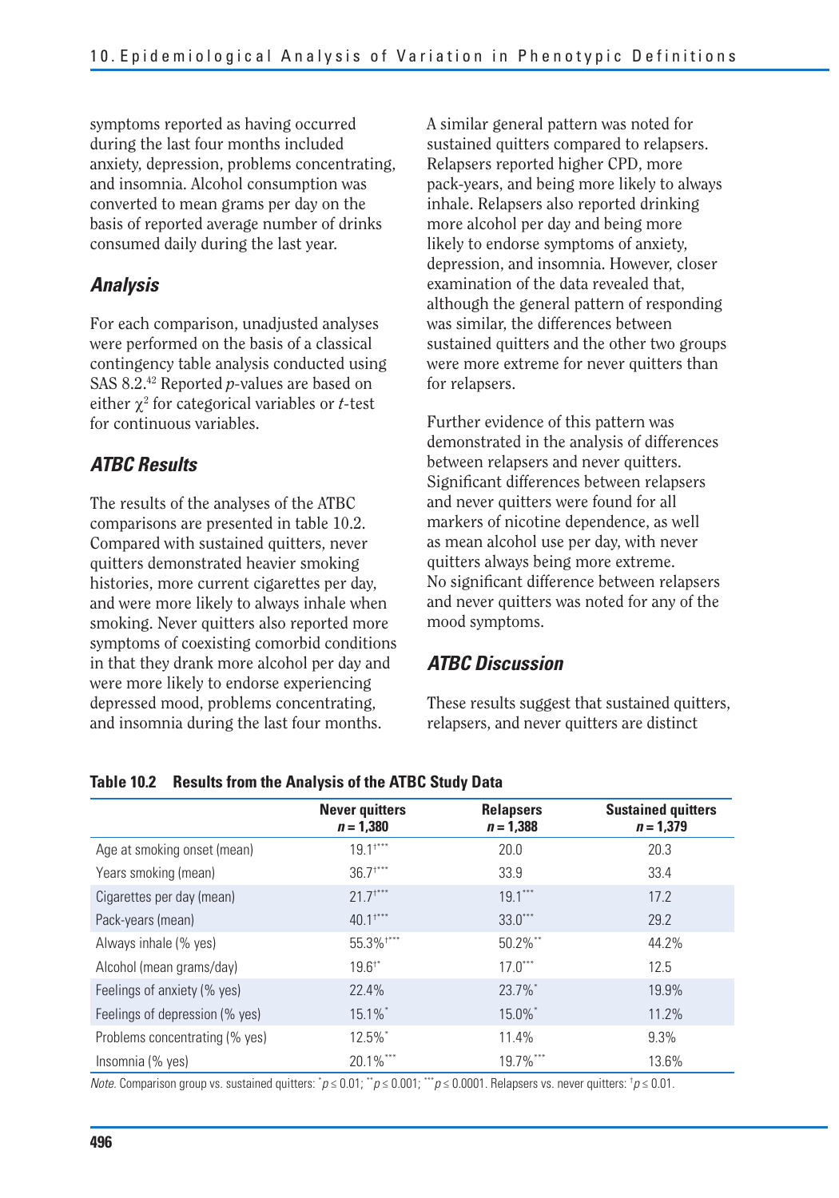symptoms reported as having occurred during the last four months included anxiety, depression, problems concentrating, and insomnia. Alcohol consumption was converted to mean grams per day on the basis of reported average number of drinks consumed daily during the last year.

### Analysis

For each comparison, unadjusted analyses were performed on the basis of a classical contingency table analysis conducted using SAS 8.2.[42] Reported *p*-values are based on either $\chi^2$ for categorical variables or *t*-test for continuous variables.

### ATBC Results

The results of the analyses of the ATBC comparisons are presented in table 10.2. Compared with sustained quitters, never quitters demonstrated heavier smoking histories, more current cigarettes per day, and were more likely to always inhale when smoking. Never quitters also reported more symptoms of coexisting comorbid conditions in that they drank more alcohol per day and were more likely to endorse experiencing depressed mood, problems concentrating, and insomnia during the last four months.

A similar general pattern was noted for sustained quitters compared to relapsers. Relapsers reported higher CPD, more pack-years, and being more likely to always inhale. Relapsers also reported drinking more alcohol per day and being more likely to endorse symptoms of anxiety, depression, and insomnia. However, closer examination of the data revealed that, although the general pattern of responding was similar, the differences between sustained quitters and the other two groups were more extreme for never quitters than for relapsers.

Further evidence of this pattern was demonstrated in the analysis of differences between relapsers and never quitters. Significant differences between relapsers and never quitters were found for all markers of nicotine dependence, as well as mean alcohol use per day, with never quitters always being more extreme. No significant difference between relapsers and never quitters was noted for any of the mood symptoms.

### ATBC Discussion

These results suggest that sustained quitters, relapsers, and never quitters are distinct

**Table 10.2 Results from the Analysis of the ATBC Study Data**

| | Never quitters $n = 1,380$ | Relapsers $n = 1,388$ | Sustained quitters $n = 1,379$ |
|---|---|---|---|
| Age at smoking onset (mean) | 19.1†*** | 20.0 | 20.3 |
| Years smoking (mean) | 36.7†*** | 33.9 | 33.4 |
| Cigarettes per day (mean) | 21.7†*** | 19.1*** | 17.2 |
| Pack-years (mean) | 40.1†*** | 33.0*** | 29.2 |
| Always inhale (% yes) | 55.3%†*** | 50.2%** | 44.2% |
| Alcohol (mean grams/day) | 19.6†* | 17.0*** | 12.5 |
| Feelings of anxiety (% yes) | 22.4% | 23.7%* | 19.9% |
| Feelings of depression (% yes) | 15.1%* | 15.0%* | 11.2% |
| Problems concentrating (% yes) | 12.5%* | 11.4% | 9.3% |
| Insomnia (% yes) | 20.1%*** | 19.7%*** | 13.6% |

*Note.* Comparison group vs. sustained quitters: * $p \leq 0.01$; ** $p \leq 0.001$; *** $p \leq 0.0001$. Relapsers vs. never quitters: † $p \leq 0.01$.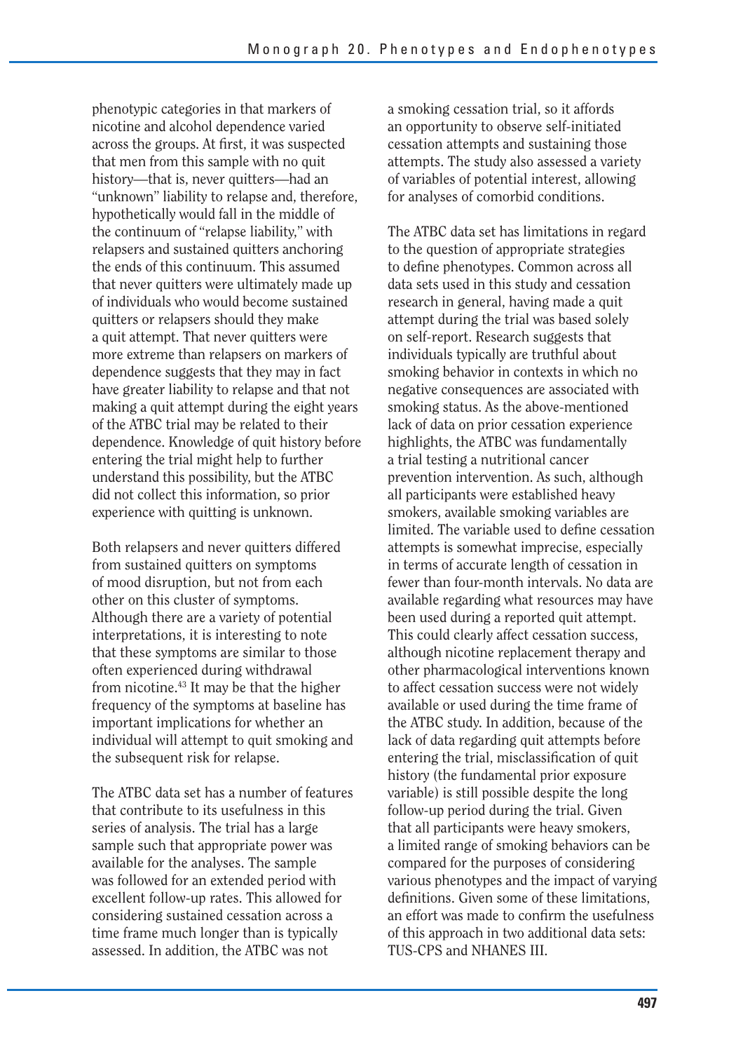phenotypic categories in that markers of nicotine and alcohol dependence varied across the groups. At first, it was suspected that men from this sample with no quit history—that is, never quitters—had an "unknown" liability to relapse and, therefore, hypothetically would fall in the middle of the continuum of "relapse liability," with relapsers and sustained quitters anchoring the ends of this continuum. This assumed that never quitters were ultimately made up of individuals who would become sustained quitters or relapsers should they make a quit attempt. That never quitters were more extreme than relapsers on markers of dependence suggests that they may in fact have greater liability to relapse and that not making a quit attempt during the eight years of the ATBC trial may be related to their dependence. Knowledge of quit history before entering the trial might help to further understand this possibility, but the ATBC did not collect this information, so prior experience with quitting is unknown.

Both relapsers and never quitters differed from sustained quitters on symptoms of mood disruption, but not from each other on this cluster of symptoms. Although there are a variety of potential interpretations, it is interesting to note that these symptoms are similar to those often experienced during withdrawal from nicotine.[43] It may be that the higher frequency of the symptoms at baseline has important implications for whether an individual will attempt to quit smoking and the subsequent risk for relapse.

The ATBC data set has a number of features that contribute to its usefulness in this series of analysis. The trial has a large sample such that appropriate power was available for the analyses. The sample was followed for an extended period with excellent follow-up rates. This allowed for considering sustained cessation across a time frame much longer than is typically assessed. In addition, the ATBC was not a smoking cessation trial, so it affords an opportunity to observe self-initiated cessation attempts and sustaining those attempts. The study also assessed a variety of variables of potential interest, allowing for analyses of comorbid conditions.

The ATBC data set has limitations in regard to the question of appropriate strategies to define phenotypes. Common across all data sets used in this study and cessation research in general, having made a quit attempt during the trial was based solely on self-report. Research suggests that individuals typically are truthful about smoking behavior in contexts in which no negative consequences are associated with smoking status. As the above-mentioned lack of data on prior cessation experience highlights, the ATBC was fundamentally a trial testing a nutritional cancer prevention intervention. As such, although all participants were established heavy smokers, available smoking variables are limited. The variable used to define cessation attempts is somewhat imprecise, especially in terms of accurate length of cessation in fewer than four-month intervals. No data are available regarding what resources may have been used during a reported quit attempt. This could clearly affect cessation success, although nicotine replacement therapy and other pharmacological interventions known to affect cessation success were not widely available or used during the time frame of the ATBC study. In addition, because of the lack of data regarding quit attempts before entering the trial, misclassification of quit history (the fundamental prior exposure variable) is still possible despite the long follow-up period during the trial. Given that all participants were heavy smokers, a limited range of smoking behaviors can be compared for the purposes of considering various phenotypes and the impact of varying definitions. Given some of these limitations, an effort was made to confirm the usefulness of this approach in two additional data sets: TUS-CPS and NHANES III.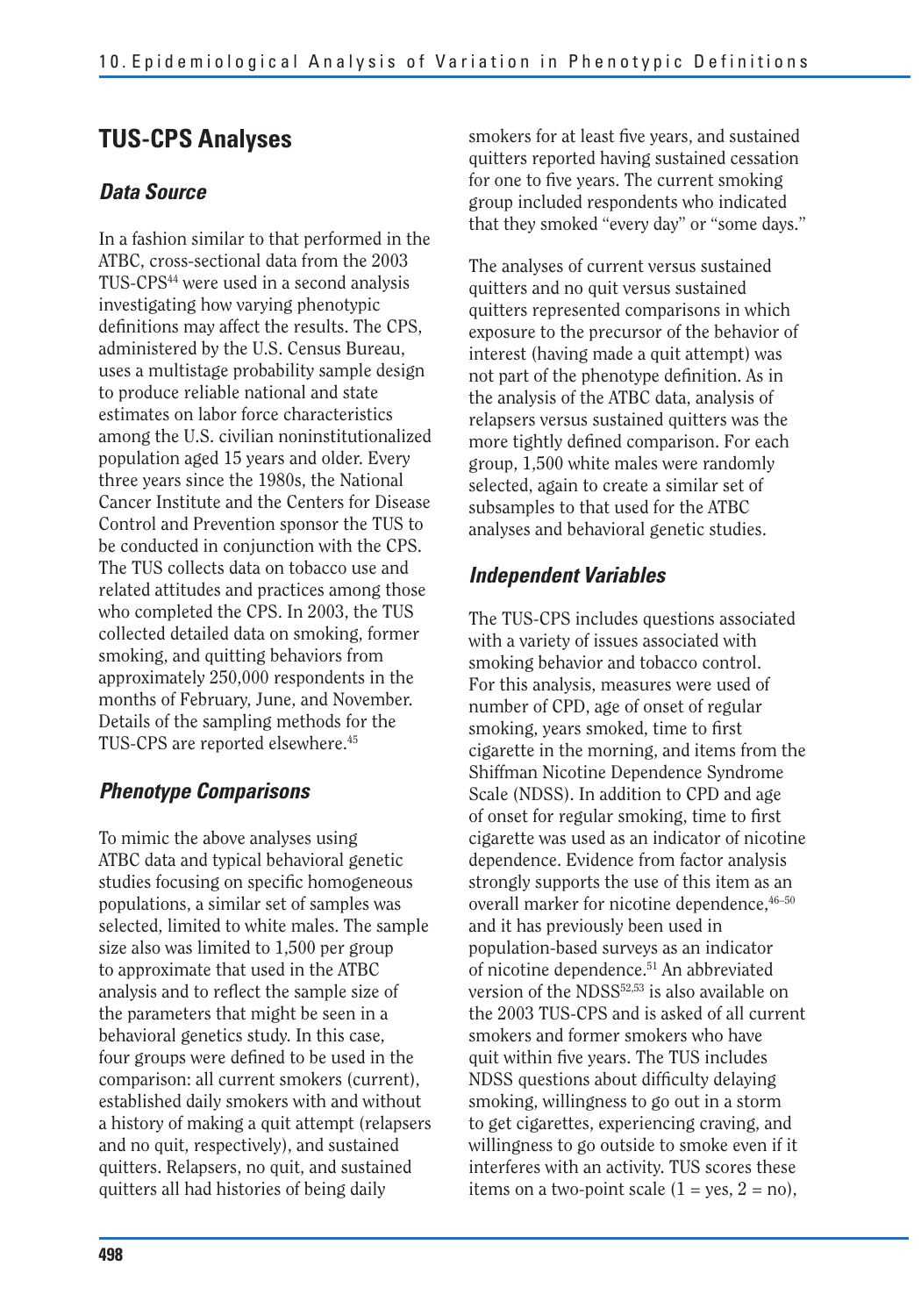## TUS-CPS Analyses

### Data Source

In a fashion similar to that performed in the ATBC, cross-sectional data from the 2003 TUS-CPS[44] were used in a second analysis investigating how varying phenotypic definitions may affect the results. The CPS, administered by the U.S. Census Bureau, uses a multistage probability sample design to produce reliable national and state estimates on labor force characteristics among the U.S. civilian noninstitutionalized population aged 15 years and older. Every three years since the 1980s, the National Cancer Institute and the Centers for Disease Control and Prevention sponsor the TUS to be conducted in conjunction with the CPS. The TUS collects data on tobacco use and related attitudes and practices among those who completed the CPS. In 2003, the TUS collected detailed data on smoking, former smoking, and quitting behaviors from approximately 250,000 respondents in the months of February, June, and November. Details of the sampling methods for the TUS-CPS are reported elsewhere.[45]

### Phenotype Comparisons

To mimic the above analyses using ATBC data and typical behavioral genetic studies focusing on specific homogeneous populations, a similar set of samples was selected, limited to white males. The sample size also was limited to 1,500 per group to approximate that used in the ATBC analysis and to reflect the sample size of the parameters that might be seen in a behavioral genetics study. In this case, four groups were defined to be used in the comparison: all current smokers (current), established daily smokers with and without a history of making a quit attempt (relapsers and no quit, respectively), and sustained quitters. Relapsers, no quit, and sustained quitters all had histories of being daily smokers for at least five years, and sustained quitters reported having sustained cessation for one to five years. The current smoking group included respondents who indicated that they smoked "every day" or "some days."

The analyses of current versus sustained quitters and no quit versus sustained quitters represented comparisons in which exposure to the precursor of the behavior of interest (having made a quit attempt) was not part of the phenotype definition. As in the analysis of the ATBC data, analysis of relapsers versus sustained quitters was the more tightly defined comparison. For each group, 1,500 white males were randomly selected, again to create a similar set of subsamples to that used for the ATBC analyses and behavioral genetic studies.

### Independent Variables

The TUS-CPS includes questions associated with a variety of issues associated with smoking behavior and tobacco control. For this analysis, measures were used of number of CPD, age of onset of regular smoking, years smoked, time to first cigarette in the morning, and items from the Shiffman Nicotine Dependence Syndrome Scale (NDSS). In addition to CPD and age of onset for regular smoking, time to first cigarette was used as an indicator of nicotine dependence. Evidence from factor analysis strongly supports the use of this item as an overall marker for nicotine dependence,[46–50] and it has previously been used in population-based surveys as an indicator of nicotine dependence.[51] An abbreviated version of the NDSS[52,53] is also available on the 2003 TUS-CPS and is asked of all current smokers and former smokers who have quit within five years. The TUS includes NDSS questions about difficulty delaying smoking, willingness to go out in a storm to get cigarettes, experiencing craving, and willingness to go outside to smoke even if it interferes with an activity. TUS scores these items on a two-point scale (1 = yes, 2 = no),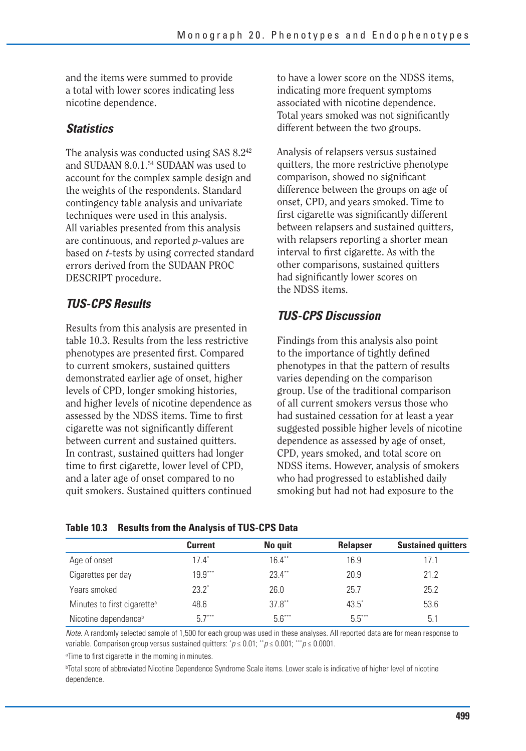and the items were summed to provide a total with lower scores indicating less nicotine dependence.

### *Statistics*

The analysis was conducted using SAS 8.2[42] and SUDAAN 8.0.1.[54] SUDAAN was used to account for the complex sample design and the weights of the respondents. Standard contingency table analysis and univariate techniques were used in this analysis. All variables presented from this analysis are continuous, and reported *p*-values are based on *t*-tests by using corrected standard errors derived from the SUDAAN PROC DESCRIPT procedure.

### *TUS-CPS Results*

Results from this analysis are presented in table 10.3. Results from the less restrictive phenotypes are presented first. Compared to current smokers, sustained quitters demonstrated earlier age of onset, higher levels of CPD, longer smoking histories, and higher levels of nicotine dependence as assessed by the NDSS items. Time to first cigarette was not significantly different between current and sustained quitters. In contrast, sustained quitters had longer time to first cigarette, lower level of CPD, and a later age of onset compared to no quit smokers. Sustained quitters continued to have a lower score on the NDSS items, indicating more frequent symptoms associated with nicotine dependence. Total years smoked was not significantly different between the two groups.

Analysis of relapsers versus sustained quitters, the more restrictive phenotype comparison, showed no significant difference between the groups on age of onset, CPD, and years smoked. Time to first cigarette was significantly different between relapsers and sustained quitters, with relapsers reporting a shorter mean interval to first cigarette. As with the other comparisons, sustained quitters had significantly lower scores on the NDSS items.

### *TUS-CPS Discussion*

Findings from this analysis also point to the importance of tightly defined phenotypes in that the pattern of results varies depending on the comparison group. Use of the traditional comparison of all current smokers versus those who had sustained cessation for at least a year suggested possible higher levels of nicotine dependence as assessed by age of onset, CPD, years smoked, and total score on NDSS items. However, analysis of smokers who had progressed to established daily smoking but had not had exposure to the

**Table 10.3 Results from the Analysis of TUS-CPS Data**

| | Current | No quit | Relapser | Sustained quitters |
|---|---|---|---|---|
| Age of onset | 17.4* | 16.4** | 16.9 | 17.1 |
| Cigarettes per day | 19.9*** | 23.4** | 20.9 | 21.2 |
| Years smoked | 23.2* | 26.0 | 25.7 | 25.2 |
| Minutes to first cigarette[a] | 48.6 | 37.8** | 43.5* | 53.6 |
| Nicotine dependence[b] | 5.7*** | 5.6*** | 5.5*** | 5.1 |

*Note.* A randomly selected sample of 1,500 for each group was used in these analyses. All reported data are for mean response to variable. Comparison group versus sustained quitters: *$p \leq 0.01$; **$p \leq 0.001$; ***$p \leq 0.0001$.

[a]Time to first cigarette in the morning in minutes.

[b]Total score of abbreviated Nicotine Dependence Syndrome Scale items. Lower scale is indicative of higher level of nicotine dependence.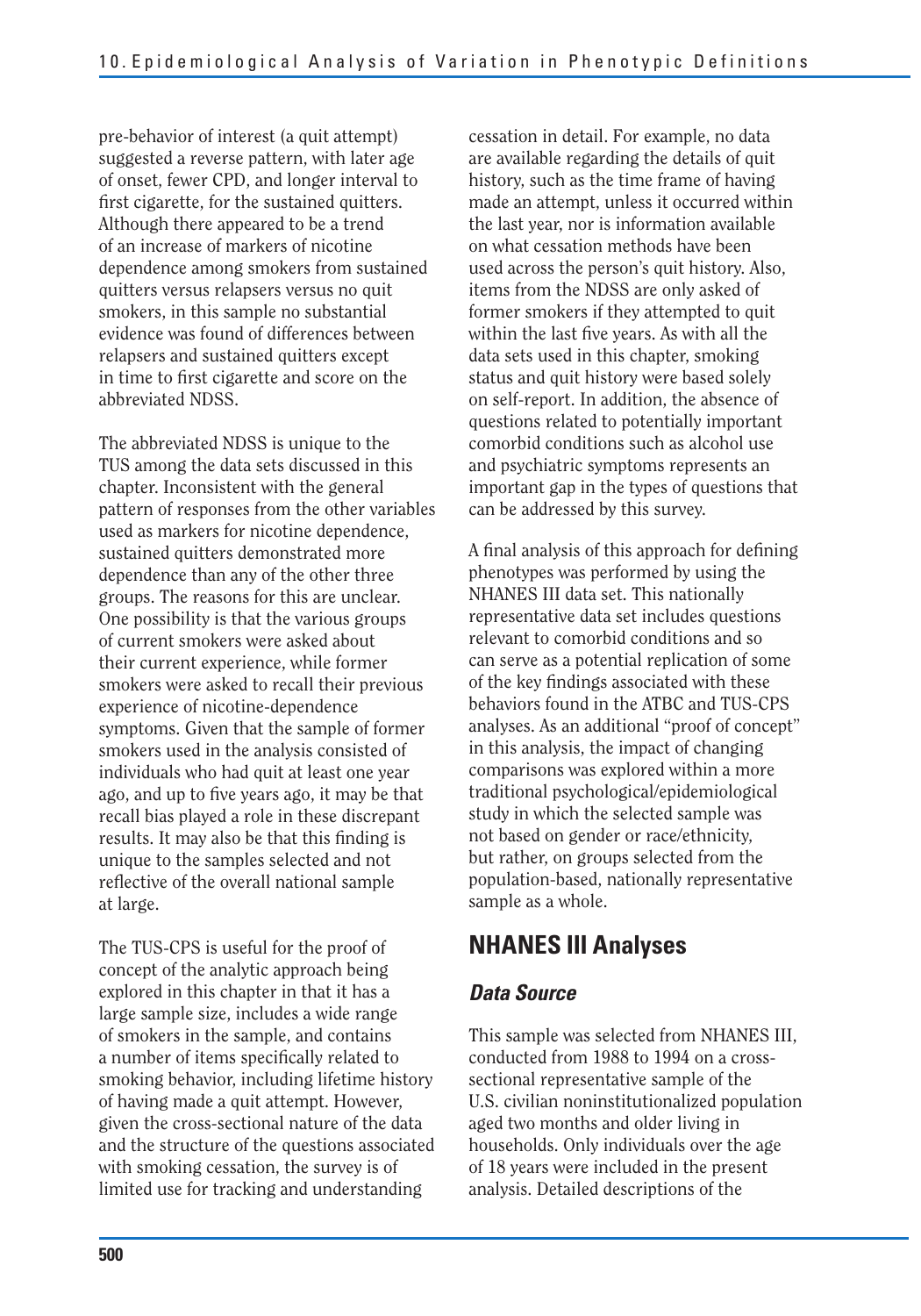pre-behavior of interest (a quit attempt) suggested a reverse pattern, with later age of onset, fewer CPD, and longer interval to first cigarette, for the sustained quitters. Although there appeared to be a trend of an increase of markers of nicotine dependence among smokers from sustained quitters versus relapsers versus no quit smokers, in this sample no substantial evidence was found of differences between relapsers and sustained quitters except in time to first cigarette and score on the abbreviated NDSS.

The abbreviated NDSS is unique to the TUS among the data sets discussed in this chapter. Inconsistent with the general pattern of responses from the other variables used as markers for nicotine dependence, sustained quitters demonstrated more dependence than any of the other three groups. The reasons for this are unclear. One possibility is that the various groups of current smokers were asked about their current experience, while former smokers were asked to recall their previous experience of nicotine-dependence symptoms. Given that the sample of former smokers used in the analysis consisted of individuals who had quit at least one year ago, and up to five years ago, it may be that recall bias played a role in these discrepant results. It may also be that this finding is unique to the samples selected and not reflective of the overall national sample at large.

The TUS-CPS is useful for the proof of concept of the analytic approach being explored in this chapter in that it has a large sample size, includes a wide range of smokers in the sample, and contains a number of items specifically related to smoking behavior, including lifetime history of having made a quit attempt. However, given the cross-sectional nature of the data and the structure of the questions associated with smoking cessation, the survey is of limited use for tracking and understanding cessation in detail. For example, no data are available regarding the details of quit history, such as the time frame of having made an attempt, unless it occurred within the last year, nor is information available on what cessation methods have been used across the person's quit history. Also, items from the NDSS are only asked of former smokers if they attempted to quit within the last five years. As with all the data sets used in this chapter, smoking status and quit history were based solely on self-report. In addition, the absence of questions related to potentially important comorbid conditions such as alcohol use and psychiatric symptoms represents an important gap in the types of questions that can be addressed by this survey.

A final analysis of this approach for defining phenotypes was performed by using the NHANES III data set. This nationally representative data set includes questions relevant to comorbid conditions and so can serve as a potential replication of some of the key findings associated with these behaviors found in the ATBC and TUS-CPS analyses. As an additional "proof of concept" in this analysis, the impact of changing comparisons was explored within a more traditional psychological/epidemiological study in which the selected sample was not based on gender or race/ethnicity, but rather, on groups selected from the population-based, nationally representative sample as a whole.

## NHANES III Analyses

### *Data Source*

This sample was selected from NHANES III, conducted from 1988 to 1994 on a cross-sectional representative sample of the U.S. civilian noninstitutionalized population aged two months and older living in households. Only individuals over the age of 18 years were included in the present analysis. Detailed descriptions of the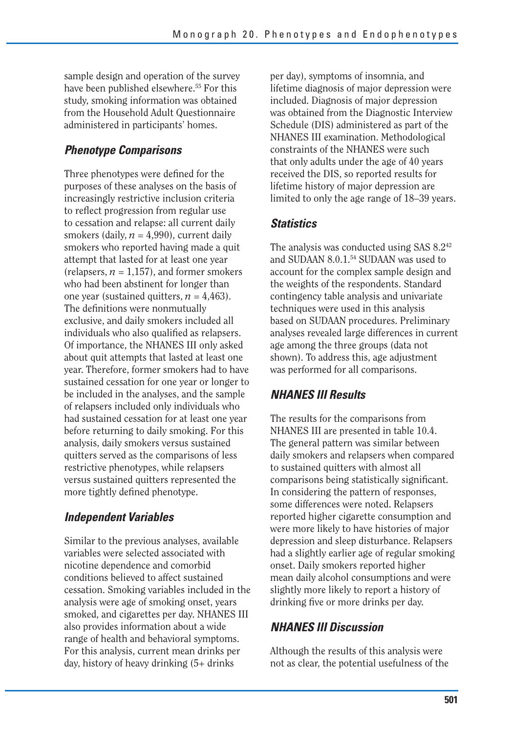sample design and operation of the survey have been published elsewhere.[55] For this study, smoking information was obtained from the Household Adult Questionnaire administered in participants' homes.

### *Phenotype Comparisons*

Three phenotypes were defined for the purposes of these analyses on the basis of increasingly restrictive inclusion criteria to reflect progression from regular use to cessation and relapse: all current daily smokers (daily, $n = 4{,}990$), current daily smokers who reported having made a quit attempt that lasted for at least one year (relapsers, $n = 1{,}157$), and former smokers who had been abstinent for longer than one year (sustained quitters, $n = 4{,}463$). The definitions were nonmutually exclusive, and daily smokers included all individuals who also qualified as relapsers. Of importance, the NHANES III only asked about quit attempts that lasted at least one year. Therefore, former smokers had to have sustained cessation for one year or longer to be included in the analyses, and the sample of relapsers included only individuals who had sustained cessation for at least one year before returning to daily smoking. For this analysis, daily smokers versus sustained quitters served as the comparisons of less restrictive phenotypes, while relapsers versus sustained quitters represented the more tightly defined phenotype.

### *Independent Variables*

Similar to the previous analyses, available variables were selected associated with nicotine dependence and comorbid conditions believed to affect sustained cessation. Smoking variables included in the analysis were age of smoking onset, years smoked, and cigarettes per day. NHANES III also provides information about a wide range of health and behavioral symptoms. For this analysis, current mean drinks per day, history of heavy drinking (5+ drinks per day), symptoms of insomnia, and lifetime diagnosis of major depression were included. Diagnosis of major depression was obtained from the Diagnostic Interview Schedule (DIS) administered as part of the NHANES III examination. Methodological constraints of the NHANES were such that only adults under the age of 40 years received the DIS, so reported results for lifetime history of major depression are limited to only the age range of 18–39 years.

### *Statistics*

The analysis was conducted using SAS 8.2[42] and SUDAAN 8.0.1.[54] SUDAAN was used to account for the complex sample design and the weights of the respondents. Standard contingency table analysis and univariate techniques were used in this analysis based on SUDAAN procedures. Preliminary analyses revealed large differences in current age among the three groups (data not shown). To address this, age adjustment was performed for all comparisons.

### *NHANES III Results*

The results for the comparisons from NHANES III are presented in table 10.4. The general pattern was similar between daily smokers and relapsers when compared to sustained quitters with almost all comparisons being statistically significant. In considering the pattern of responses, some differences were noted. Relapsers reported higher cigarette consumption and were more likely to have histories of major depression and sleep disturbance. Relapsers had a slightly earlier age of regular smoking onset. Daily smokers reported higher mean daily alcohol consumptions and were slightly more likely to report a history of drinking five or more drinks per day.

### *NHANES III Discussion*

Although the results of this analysis were not as clear, the potential usefulness of the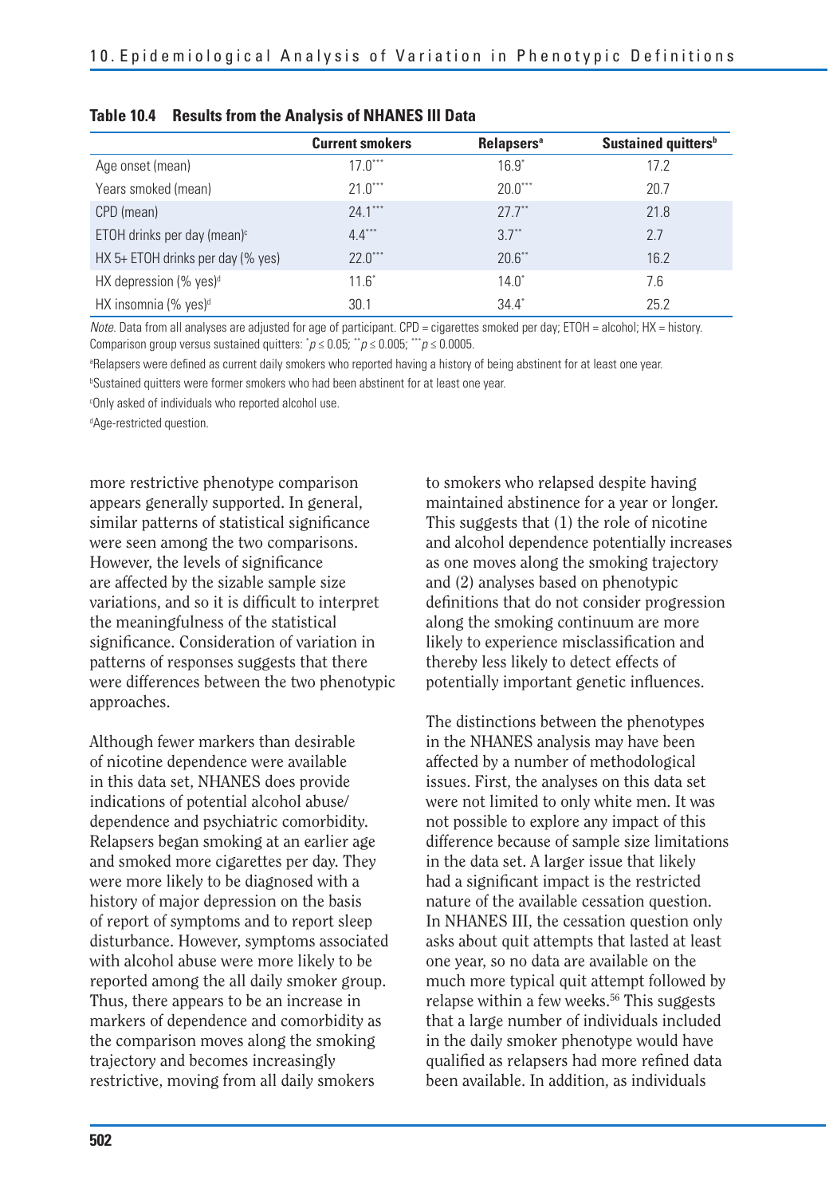**Table 10.4 Results from the Analysis of NHANES III Data**

| | Current smokers | Relapsers[a] | Sustained quitters[b] |
|---|---|---|---|
| Age onset (mean) | 17.0*** | 16.9* | 17.2 |
| Years smoked (mean) | 21.0*** | 20.0*** | 20.7 |
| CPD (mean) | 24.1*** | 27.7** | 21.8 |
| ETOH drinks per day (mean)[c] | 4.4*** | 3.7** | 2.7 |
| HX 5+ ETOH drinks per day (% yes) | 22.0*** | 20.6** | 16.2 |
| HX depression (% yes)[d] | 11.6* | 14.0* | 7.6 |
| HX insomnia (% yes)[d] | 30.1 | 34.4* | 25.2 |

*Note.* Data from all analyses are adjusted for age of participant. CPD = cigarettes smoked per day; ETOH = alcohol; HX = history. Comparison group versus sustained quitters: $^{*}p \leq 0.05$; $^{**}p \leq 0.005$; $^{***}p \leq 0.0005$.

[a]Relapsers were defined as current daily smokers who reported having a history of being abstinent for at least one year.

[b]Sustained quitters were former smokers who had been abstinent for at least one year.

[c]Only asked of individuals who reported alcohol use.

[d]Age-restricted question.

more restrictive phenotype comparison appears generally supported. In general, similar patterns of statistical significance were seen among the two comparisons. However, the levels of significance are affected by the sizable sample size variations, and so it is difficult to interpret the meaningfulness of the statistical significance. Consideration of variation in patterns of responses suggests that there were differences between the two phenotypic approaches.

Although fewer markers than desirable of nicotine dependence were available in this data set, NHANES does provide indications of potential alcohol abuse/dependence and psychiatric comorbidity. Relapsers began smoking at an earlier age and smoked more cigarettes per day. They were more likely to be diagnosed with a history of major depression on the basis of report of symptoms and to report sleep disturbance. However, symptoms associated with alcohol abuse were more likely to be reported among the all daily smoker group. Thus, there appears to be an increase in markers of dependence and comorbidity as the comparison moves along the smoking trajectory and becomes increasingly restrictive, moving from all daily smokers to smokers who relapsed despite having maintained abstinence for a year or longer. This suggests that (1) the role of nicotine and alcohol dependence potentially increases as one moves along the smoking trajectory and (2) analyses based on phenotypic definitions that do not consider progression along the smoking continuum are more likely to experience misclassification and thereby less likely to detect effects of potentially important genetic influences.

The distinctions between the phenotypes in the NHANES analysis may have been affected by a number of methodological issues. First, the analyses on this data set were not limited to only white men. It was not possible to explore any impact of this difference because of sample size limitations in the data set. A larger issue that likely had a significant impact is the restricted nature of the available cessation question. In NHANES III, the cessation question only asks about quit attempts that lasted at least one year, so no data are available on the much more typical quit attempt followed by relapse within a few weeks.[56] This suggests that a large number of individuals included in the daily smoker phenotype would have qualified as relapsers had more refined data been available. In addition, as individuals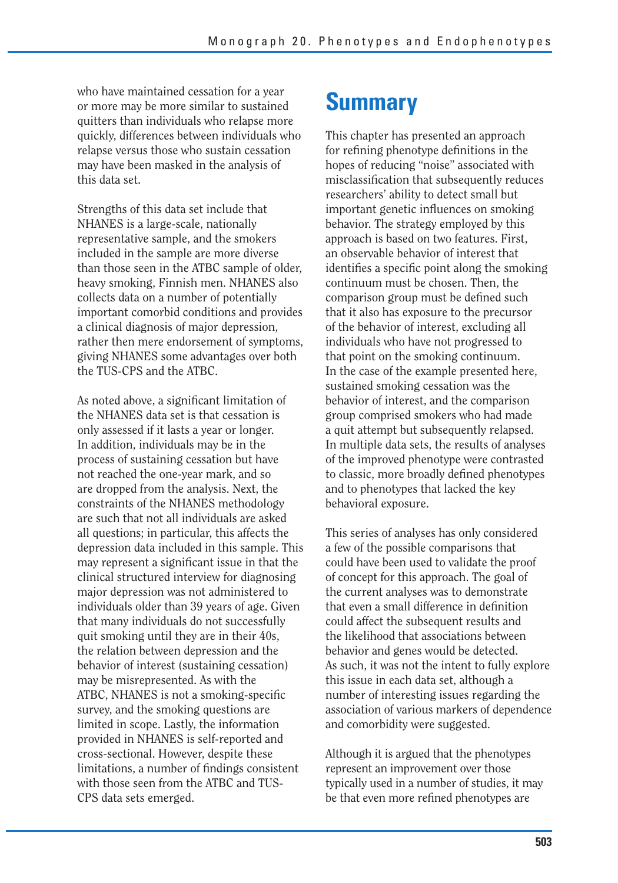who have maintained cessation for a year or more may be more similar to sustained quitters than individuals who relapse more quickly, differences between individuals who relapse versus those who sustain cessation may have been masked in the analysis of this data set.

Strengths of this data set include that NHANES is a large-scale, nationally representative sample, and the smokers included in the sample are more diverse than those seen in the ATBC sample of older, heavy smoking, Finnish men. NHANES also collects data on a number of potentially important comorbid conditions and provides a clinical diagnosis of major depression, rather then mere endorsement of symptoms, giving NHANES some advantages over both the TUS-CPS and the ATBC.

As noted above, a significant limitation of the NHANES data set is that cessation is only assessed if it lasts a year or longer. In addition, individuals may be in the process of sustaining cessation but have not reached the one-year mark, and so are dropped from the analysis. Next, the constraints of the NHANES methodology are such that not all individuals are asked all questions; in particular, this affects the depression data included in this sample. This may represent a significant issue in that the clinical structured interview for diagnosing major depression was not administered to individuals older than 39 years of age. Given that many individuals do not successfully quit smoking until they are in their 40s, the relation between depression and the behavior of interest (sustaining cessation) may be misrepresented. As with the ATBC, NHANES is not a smoking-specific survey, and the smoking questions are limited in scope. Lastly, the information provided in NHANES is self-reported and cross-sectional. However, despite these limitations, a number of findings consistent with those seen from the ATBC and TUS-CPS data sets emerged.

# Summary

This chapter has presented an approach for refining phenotype definitions in the hopes of reducing "noise" associated with misclassification that subsequently reduces researchers' ability to detect small but important genetic influences on smoking behavior. The strategy employed by this approach is based on two features. First, an observable behavior of interest that identifies a specific point along the smoking continuum must be chosen. Then, the comparison group must be defined such that it also has exposure to the precursor of the behavior of interest, excluding all individuals who have not progressed to that point on the smoking continuum. In the case of the example presented here, sustained smoking cessation was the behavior of interest, and the comparison group comprised smokers who had made a quit attempt but subsequently relapsed. In multiple data sets, the results of analyses of the improved phenotype were contrasted to classic, more broadly defined phenotypes and to phenotypes that lacked the key behavioral exposure.

This series of analyses has only considered a few of the possible comparisons that could have been used to validate the proof of concept for this approach. The goal of the current analyses was to demonstrate that even a small difference in definition could affect the subsequent results and the likelihood that associations between behavior and genes would be detected. As such, it was not the intent to fully explore this issue in each data set, although a number of interesting issues regarding the association of various markers of dependence and comorbidity were suggested.

Although it is argued that the phenotypes represent an improvement over those typically used in a number of studies, it may be that even more refined phenotypes are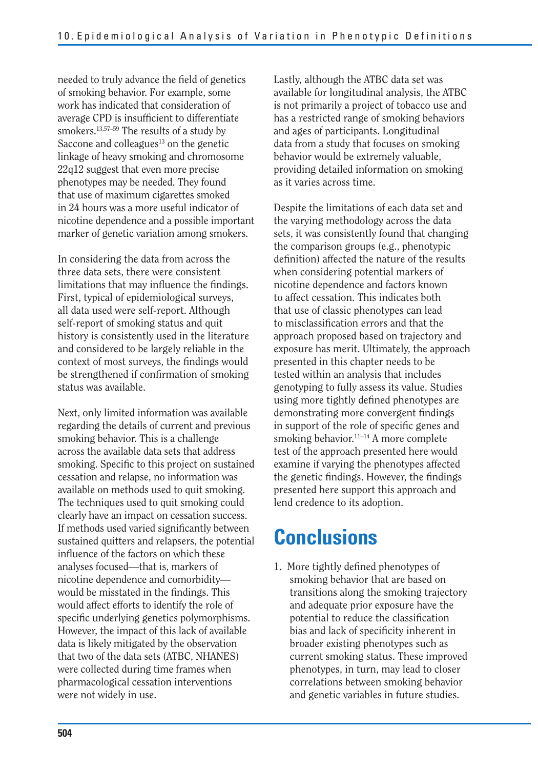needed to truly advance the field of genetics of smoking behavior. For example, some work has indicated that consideration of average CPD is insufficient to differentiate smokers.[13,57–59] The results of a study by Saccone and colleagues[13] on the genetic linkage of heavy smoking and chromosome 22q12 suggest that even more precise phenotypes may be needed. They found that use of maximum cigarettes smoked in 24 hours was a more useful indicator of nicotine dependence and a possible important marker of genetic variation among smokers.

In considering the data from across the three data sets, there were consistent limitations that may influence the findings. First, typical of epidemiological surveys, all data used were self-report. Although self-report of smoking status and quit history is consistently used in the literature and considered to be largely reliable in the context of most surveys, the findings would be strengthened if confirmation of smoking status was available.

Next, only limited information was available regarding the details of current and previous smoking behavior. This is a challenge across the available data sets that address smoking. Specific to this project on sustained cessation and relapse, no information was available on methods used to quit smoking. The techniques used to quit smoking could clearly have an impact on cessation success. If methods used varied significantly between sustained quitters and relapsers, the potential influence of the factors on which these analyses focused—that is, markers of nicotine dependence and comorbidity—would be misstated in the findings. This would affect efforts to identify the role of specific underlying genetics polymorphisms. However, the impact of this lack of available data is likely mitigated by the observation that two of the data sets (ATBC, NHANES) were collected during time frames when pharmacological cessation interventions were not widely in use.

Lastly, although the ATBC data set was available for longitudinal analysis, the ATBC is not primarily a project of tobacco use and has a restricted range of smoking behaviors and ages of participants. Longitudinal data from a study that focuses on smoking behavior would be extremely valuable, providing detailed information on smoking as it varies across time.

Despite the limitations of each data set and the varying methodology across the data sets, it was consistently found that changing the comparison groups (e.g., phenotypic definition) affected the nature of the results when considering potential markers of nicotine dependence and factors known to affect cessation. This indicates both that use of classic phenotypes can lead to misclassification errors and that the approach proposed based on trajectory and exposure has merit. Ultimately, the approach presented in this chapter needs to be tested within an analysis that includes genotyping to fully assess its value. Studies using more tightly defined phenotypes are demonstrating more convergent findings in support of the role of specific genes and smoking behavior.[11–14] A more complete test of the approach presented here would examine if varying the phenotypes affected the genetic findings. However, the findings presented here support this approach and lend credence to its adoption.

# Conclusions

1. More tightly defined phenotypes of smoking behavior that are based on transitions along the smoking trajectory and adequate prior exposure have the potential to reduce the classification bias and lack of specificity inherent in broader existing phenotypes such as current smoking status. These improved phenotypes, in turn, may lead to closer correlations between smoking behavior and genetic variables in future studies.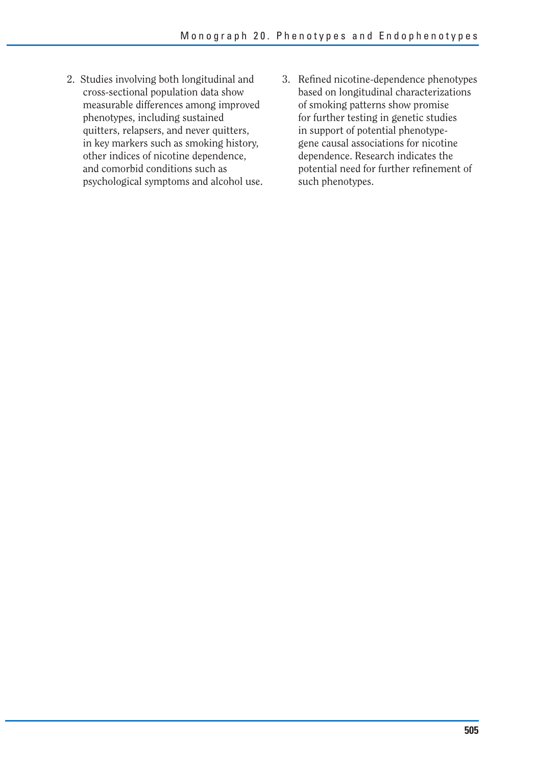2. Studies involving both longitudinal and cross-sectional population data show measurable differences among improved phenotypes, including sustained quitters, relapsers, and never quitters, in key markers such as smoking history, other indices of nicotine dependence, and comorbid conditions such as psychological symptoms and alcohol use.
3. Refined nicotine-dependence phenotypes based on longitudinal characterizations of smoking patterns show promise for further testing in genetic studies in support of potential phenotype-gene causal associations for nicotine dependence. Research indicates the potential need for further refinement of such phenotypes.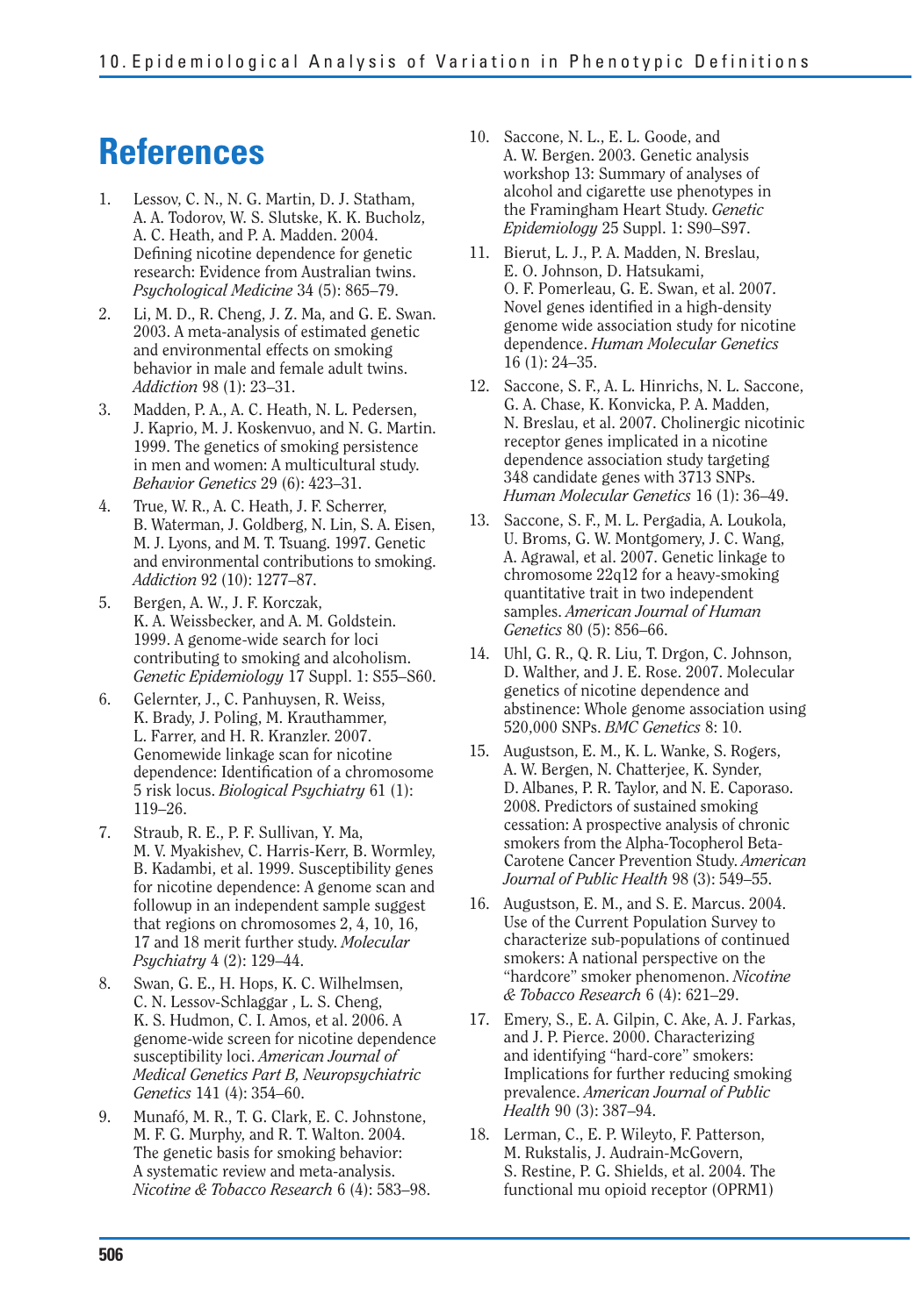# References

1. Lessov, C. N., N. G. Martin, D. J. Statham, A. A. Todorov, W. S. Slutske, K. K. Bucholz, A. C. Heath, and P. A. Madden. 2004. Defining nicotine dependence for genetic research: Evidence from Australian twins. *Psychological Medicine* 34 (5): 865–79.
2. Li, M. D., R. Cheng, J. Z. Ma, and G. E. Swan. 2003. A meta-analysis of estimated genetic and environmental effects on smoking behavior in male and female adult twins. *Addiction* 98 (1): 23–31.
3. Madden, P. A., A. C. Heath, N. L. Pedersen, J. Kaprio, M. J. Koskenvuo, and N. G. Martin. 1999. The genetics of smoking persistence in men and women: A multicultural study. *Behavior Genetics* 29 (6): 423–31.
4. True, W. R., A. C. Heath, J. F. Scherrer, B. Waterman, J. Goldberg, N. Lin, S. A. Eisen, M. J. Lyons, and M. T. Tsuang. 1997. Genetic and environmental contributions to smoking. *Addiction* 92 (10): 1277–87.
5. Bergen, A. W., J. F. Korczak, K. A. Weissbecker, and A. M. Goldstein. 1999. A genome-wide search for loci contributing to smoking and alcoholism. *Genetic Epidemiology* 17 Suppl. 1: S55–S60.
6. Gelernter, J., C. Panhuysen, R. Weiss, K. Brady, J. Poling, M. Krauthammer, L. Farrer, and H. R. Kranzler. 2007. Genomewide linkage scan for nicotine dependence: Identification of a chromosome 5 risk locus. *Biological Psychiatry* 61 (1): 119–26.
7. Straub, R. E., P. F. Sullivan, Y. Ma, M. V. Myakishev, C. Harris-Kerr, B. Wormley, B. Kadambi, et al. 1999. Susceptibility genes for nicotine dependence: A genome scan and followup in an independent sample suggest that regions on chromosomes 2, 4, 10, 16, 17 and 18 merit further study. *Molecular Psychiatry* 4 (2): 129–44.
8. Swan, G. E., H. Hops, K. C. Wilhelmsen, C. N. Lessov-Schlaggar , L. S. Cheng, K. S. Hudmon, C. I. Amos, et al. 2006. A genome-wide screen for nicotine dependence susceptibility loci. *American Journal of Medical Genetics Part B, Neuropsychiatric Genetics* 141 (4): 354–60.
9. Munafó, M. R., T. G. Clark, E. C. Johnstone, M. F. G. Murphy, and R. T. Walton. 2004. The genetic basis for smoking behavior: A systematic review and meta-analysis. *Nicotine & Tobacco Research* 6 (4): 583–98.
10. Saccone, N. L., E. L. Goode, and A. W. Bergen. 2003. Genetic analysis workshop 13: Summary of analyses of alcohol and cigarette use phenotypes in the Framingham Heart Study. *Genetic Epidemiology* 25 Suppl. 1: S90–S97.
11. Bierut, L. J., P. A. Madden, N. Breslau, E. O. Johnson, D. Hatsukami, O. F. Pomerleau, G. E. Swan, et al. 2007. Novel genes identified in a high-density genome wide association study for nicotine dependence. *Human Molecular Genetics* 16 (1): 24–35.
12. Saccone, S. F., A. L. Hinrichs, N. L. Saccone, G. A. Chase, K. Konvicka, P. A. Madden, N. Breslau, et al. 2007. Cholinergic nicotinic receptor genes implicated in a nicotine dependence association study targeting 348 candidate genes with 3713 SNPs. *Human Molecular Genetics* 16 (1): 36–49.
13. Saccone, S. F., M. L. Pergadia, A. Loukola, U. Broms, G. W. Montgomery, J. C. Wang, A. Agrawal, et al. 2007. Genetic linkage to chromosome 22q12 for a heavy-smoking quantitative trait in two independent samples. *American Journal of Human Genetics* 80 (5): 856–66.
14. Uhl, G. R., Q. R. Liu, T. Drgon, C. Johnson, D. Walther, and J. E. Rose. 2007. Molecular genetics of nicotine dependence and abstinence: Whole genome association using 520,000 SNPs. *BMC Genetics* 8: 10.
15. Augustson, E. M., K. L. Wanke, S. Rogers, A. W. Bergen, N. Chatterjee, K. Synder, D. Albanes, P. R. Taylor, and N. E. Caporaso. 2008. Predictors of sustained smoking cessation: A prospective analysis of chronic smokers from the Alpha-Tocopherol Beta-Carotene Cancer Prevention Study. *American Journal of Public Health* 98 (3): 549–55.
16. Augustson, E. M., and S. E. Marcus. 2004. Use of the Current Population Survey to characterize sub-populations of continued smokers: A national perspective on the "hardcore" smoker phenomenon. *Nicotine & Tobacco Research* 6 (4): 621–29.
17. Emery, S., E. A. Gilpin, C. Ake, A. J. Farkas, and J. P. Pierce. 2000. Characterizing and identifying "hard-core" smokers: Implications for further reducing smoking prevalence. *American Journal of Public Health* 90 (3): 387–94.
18. Lerman, C., E. P. Wileyto, F. Patterson, M. Rukstalis, J. Audrain-McGovern, S. Restine, P. G. Shields, et al. 2004. The functional mu opioid receptor (OPRM1)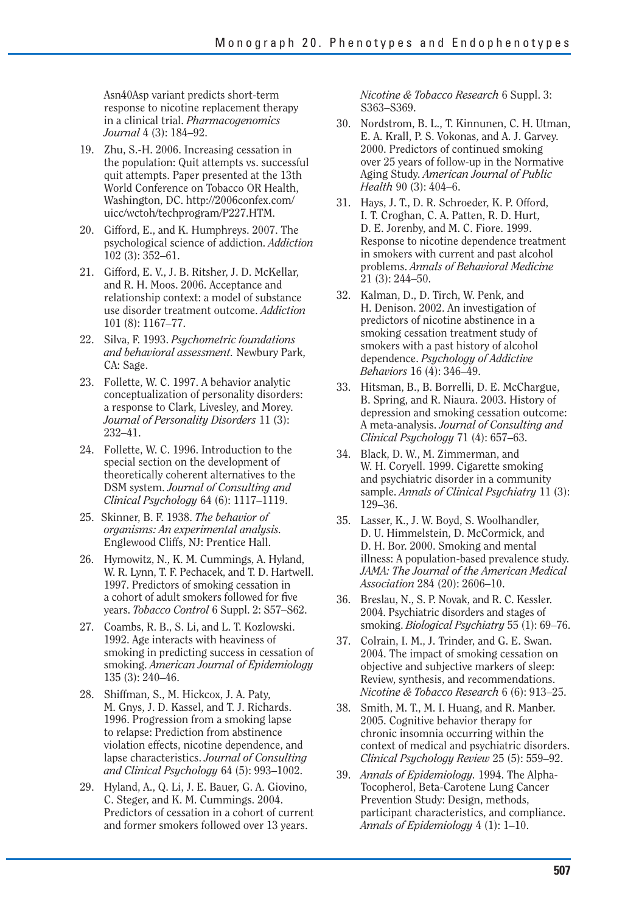Asn40Asp variant predicts short-term response to nicotine replacement therapy in a clinical trial. *Pharmacogenomics Journal* 4 (3): 184–92.

19. Zhu, S.-H. 2006. Increasing cessation in the population: Quit attempts vs. successful quit attempts. Paper presented at the 13th World Conference on Tobacco OR Health, Washington, DC. http://2006confex.com/uicc/wctoh/techprogram/P227.HTM.
20. Gifford, E., and K. Humphreys. 2007. The psychological science of addiction. *Addiction* 102 (3): 352–61.
21. Gifford, E. V., J. B. Ritsher, J. D. McKellar, and R. H. Moos. 2006. Acceptance and relationship context: a model of substance use disorder treatment outcome. *Addiction* 101 (8): 1167–77.
22. Silva, F. 1993. *Psychometric foundations and behavioral assessment.* Newbury Park, CA: Sage.
23. Follette, W. C. 1997. A behavior analytic conceptualization of personality disorders: a response to Clark, Livesley, and Morey. *Journal of Personality Disorders* 11 (3): 232–41.
24. Follette, W. C. 1996. Introduction to the special section on the development of theoretically coherent alternatives to the DSM system. *Journal of Consulting and Clinical Psychology* 64 (6): 1117–1119.
25. Skinner, B. F. 1938. *The behavior of organisms: An experimental analysis.* Englewood Cliffs, NJ: Prentice Hall.
26. Hymowitz, N., K. M. Cummings, A. Hyland, W. R. Lynn, T. F. Pechacek, and T. D. Hartwell. 1997. Predictors of smoking cessation in a cohort of adult smokers followed for five years. *Tobacco Control* 6 Suppl. 2: S57–S62.
27. Coambs, R. B., S. Li, and L. T. Kozlowski. 1992. Age interacts with heaviness of smoking in predicting success in cessation of smoking. *American Journal of Epidemiology* 135 (3): 240–46.
28. Shiffman, S., M. Hickcox, J. A. Paty, M. Gnys, J. D. Kassel, and T. J. Richards. 1996. Progression from a smoking lapse to relapse: Prediction from abstinence violation effects, nicotine dependence, and lapse characteristics. *Journal of Consulting and Clinical Psychology* 64 (5): 993–1002.
29. Hyland, A., Q. Li, J. E. Bauer, G. A. Giovino, C. Steger, and K. M. Cummings. 2004. Predictors of cessation in a cohort of current and former smokers followed over 13 years. *Nicotine & Tobacco Research* 6 Suppl. 3: S363–S369.
30. Nordstrom, B. L., T. Kinnunen, C. H. Utman, E. A. Krall, P. S. Vokonas, and A. J. Garvey. 2000. Predictors of continued smoking over 25 years of follow-up in the Normative Aging Study. *American Journal of Public Health* 90 (3): 404–6.
31. Hays, J. T., D. R. Schroeder, K. P. Offord, I. T. Croghan, C. A. Patten, R. D. Hurt, D. E. Jorenby, and M. C. Fiore. 1999. Response to nicotine dependence treatment in smokers with current and past alcohol problems. *Annals of Behavioral Medicine* 21 (3): 244–50.
32. Kalman, D., D. Tirch, W. Penk, and H. Denison. 2002. An investigation of predictors of nicotine abstinence in a smoking cessation treatment study of smokers with a past history of alcohol dependence. *Psychology of Addictive Behaviors* 16 (4): 346–49.
33. Hitsman, B., B. Borrelli, D. E. McChargue, B. Spring, and R. Niaura. 2003. History of depression and smoking cessation outcome: A meta-analysis. *Journal of Consulting and Clinical Psychology* 71 (4): 657–63.
34. Black, D. W., M. Zimmerman, and W. H. Coryell. 1999. Cigarette smoking and psychiatric disorder in a community sample. *Annals of Clinical Psychiatry* 11 (3): 129–36.
35. Lasser, K., J. W. Boyd, S. Woolhandler, D. U. Himmelstein, D. McCormick, and D. H. Bor. 2000. Smoking and mental illness: A population-based prevalence study. *JAMA: The Journal of the American Medical Association* 284 (20): 2606–10.
36. Breslau, N., S. P. Novak, and R. C. Kessler. 2004. Psychiatric disorders and stages of smoking. *Biological Psychiatry* 55 (1): 69–76.
37. Colrain, I. M., J. Trinder, and G. E. Swan. 2004. The impact of smoking cessation on objective and subjective markers of sleep: Review, synthesis, and recommendations. *Nicotine & Tobacco Research* 6 (6): 913–25.
38. Smith, M. T., M. I. Huang, and R. Manber. 2005. Cognitive behavior therapy for chronic insomnia occurring within the context of medical and psychiatric disorders. *Clinical Psychology Review* 25 (5): 559–92.
39. *Annals of Epidemiology.* 1994. The Alpha-Tocopherol, Beta-Carotene Lung Cancer Prevention Study: Design, methods, participant characteristics, and compliance. *Annals of Epidemiology* 4 (1): 1–10.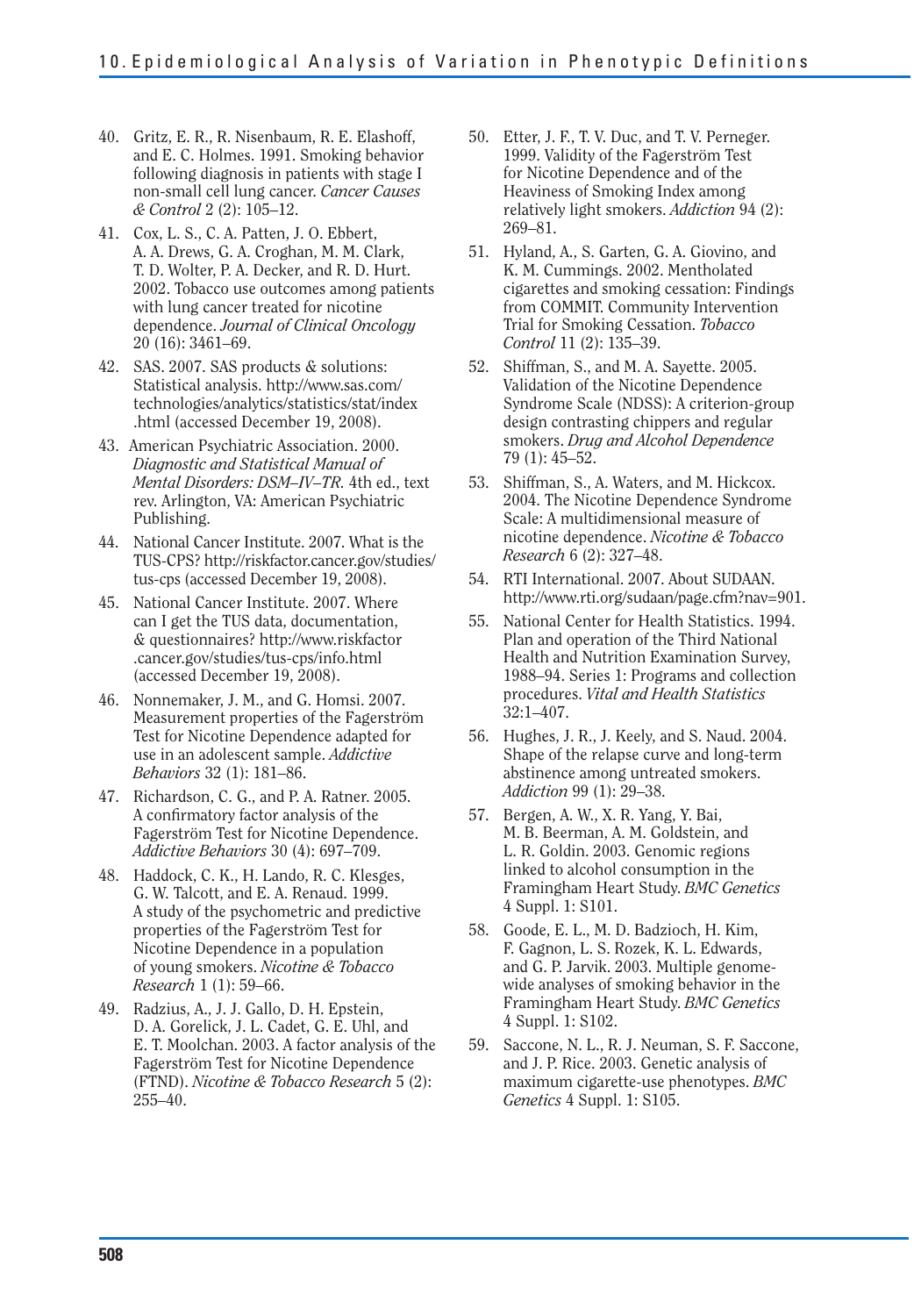40. Gritz, E. R., R. Nisenbaum, R. E. Elashoff, and E. C. Holmes. 1991. Smoking behavior following diagnosis in patients with stage I non-small cell lung cancer. *Cancer Causes & Control* 2 (2): 105–12.

41. Cox, L. S., C. A. Patten, J. O. Ebbert, A. A. Drews, G. A. Croghan, M. M. Clark, T. D. Wolter, P. A. Decker, and R. D. Hurt. 2002. Tobacco use outcomes among patients with lung cancer treated for nicotine dependence. *Journal of Clinical Oncology* 20 (16): 3461–69.

42. SAS. 2007. SAS products & solutions: Statistical analysis. http://www.sas.com/technologies/analytics/statistics/stat/index.html (accessed December 19, 2008).

43. American Psychiatric Association. 2000. *Diagnostic and Statistical Manual of Mental Disorders: DSM–IV–TR*. 4th ed., text rev. Arlington, VA: American Psychiatric Publishing.

44. National Cancer Institute. 2007. What is the TUS-CPS? http://riskfactor.cancer.gov/studies/tus-cps (accessed December 19, 2008).

45. National Cancer Institute. 2007. Where can I get the TUS data, documentation, & questionnaires? http://www.riskfactor.cancer.gov/studies/tus-cps/info.html (accessed December 19, 2008).

46. Nonnemaker, J. M., and G. Homsi. 2007. Measurement properties of the Fagerström Test for Nicotine Dependence adapted for use in an adolescent sample. *Addictive Behaviors* 32 (1): 181–86.

47. Richardson, C. G., and P. A. Ratner. 2005. A confirmatory factor analysis of the Fagerström Test for Nicotine Dependence. *Addictive Behaviors* 30 (4): 697–709.

48. Haddock, C. K., H. Lando, R. C. Klesges, G. W. Talcott, and E. A. Renaud. 1999. A study of the psychometric and predictive properties of the Fagerström Test for Nicotine Dependence in a population of young smokers. *Nicotine & Tobacco Research* 1 (1): 59–66.

49. Radzius, A., J. J. Gallo, D. H. Epstein, D. A. Gorelick, J. L. Cadet, G. E. Uhl, and E. T. Moolchan. 2003. A factor analysis of the Fagerström Test for Nicotine Dependence (FTND). *Nicotine & Tobacco Research* 5 (2): 255–40.

50. Etter, J. F., T. V. Duc, and T. V. Perneger. 1999. Validity of the Fagerström Test for Nicotine Dependence and of the Heaviness of Smoking Index among relatively light smokers. *Addiction* 94 (2): 269–81.

51. Hyland, A., S. Garten, G. A. Giovino, and K. M. Cummings. 2002. Mentholated cigarettes and smoking cessation: Findings from COMMIT. Community Intervention Trial for Smoking Cessation. *Tobacco Control* 11 (2): 135–39.

52. Shiffman, S., and M. A. Sayette. 2005. Validation of the Nicotine Dependence Syndrome Scale (NDSS): A criterion-group design contrasting chippers and regular smokers. *Drug and Alcohol Dependence* 79 (1): 45–52.

53. Shiffman, S., A. Waters, and M. Hickcox. 2004. The Nicotine Dependence Syndrome Scale: A multidimensional measure of nicotine dependence. *Nicotine & Tobacco Research* 6 (2): 327–48.

54. RTI International. 2007. About SUDAAN. http://www.rti.org/sudaan/page.cfm?nav=901.

55. National Center for Health Statistics. 1994. Plan and operation of the Third National Health and Nutrition Examination Survey, 1988–94. Series 1: Programs and collection procedures. *Vital and Health Statistics* 32:1–407.

56. Hughes, J. R., J. Keely, and S. Naud. 2004. Shape of the relapse curve and long-term abstinence among untreated smokers. *Addiction* 99 (1): 29–38.

57. Bergen, A. W., X. R. Yang, Y. Bai, M. B. Beerman, A. M. Goldstein, and L. R. Goldin. 2003. Genomic regions linked to alcohol consumption in the Framingham Heart Study. *BMC Genetics* 4 Suppl. 1: S101.

58. Goode, E. L., M. D. Badzioch, H. Kim, F. Gagnon, L. S. Rozek, K. L. Edwards, and G. P. Jarvik. 2003. Multiple genome-wide analyses of smoking behavior in the Framingham Heart Study. *BMC Genetics* 4 Suppl. 1: S102.

59. Saccone, N. L., R. J. Neuman, S. F. Saccone, and J. P. Rice. 2003. Genetic analysis of maximum cigarette-use phenotypes. *BMC Genetics* 4 Suppl. 1: S105.